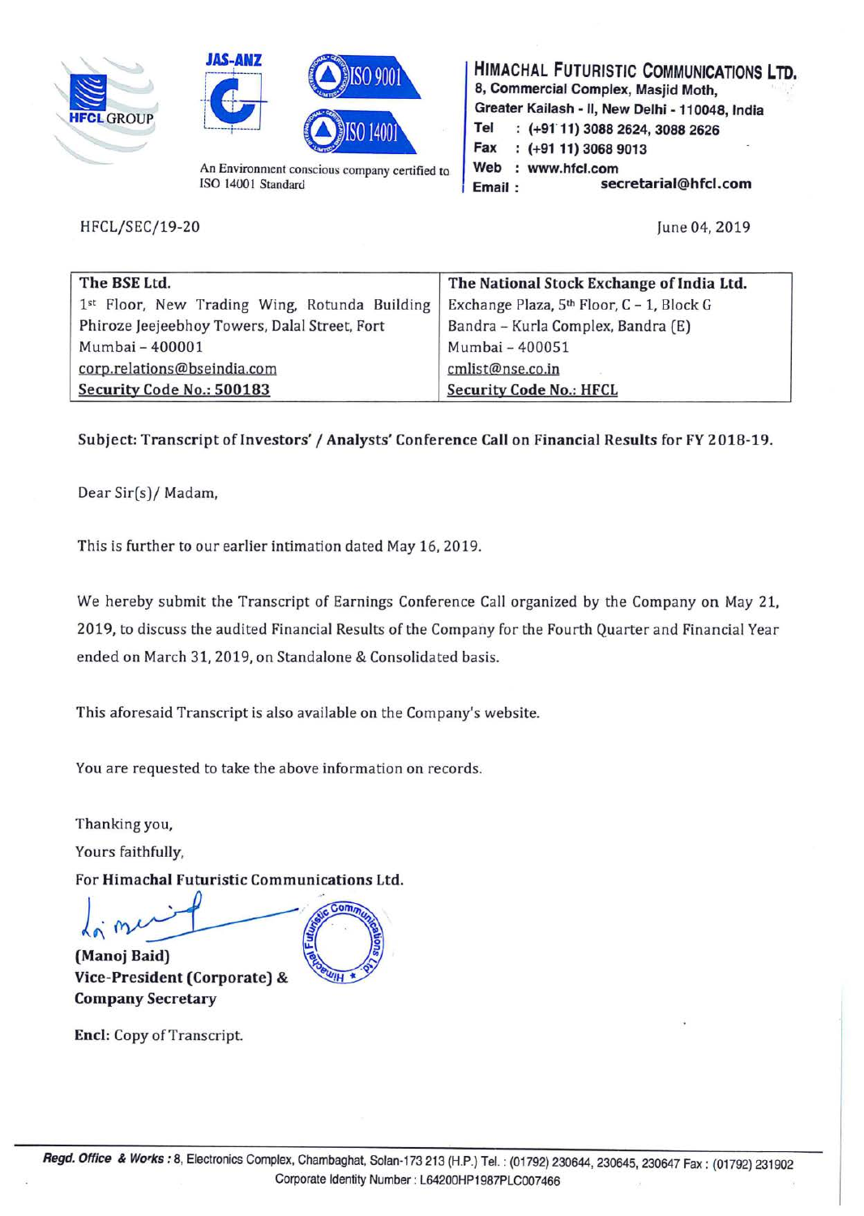HFCL GROUP

JAS-ANZ

ISO 9001

ISO 14001

An Environment conscious company certified to ISO 14001 Standard

**HIMACHAL FUTURISTIC COMMUNICATIONS LTD.**
8, Commercial Complex, Masjid Moth,
Greater Kailash - II, New Delhi - 110048, India
Tel : (+91 11) 3088 2624, 3088 2626
Fax : (+91 11) 3068 9013
Web : www.hfcl.com
Email : secretarial@hfcl.com

HFCL/SEC/19-20

June 04, 2019

| **The BSE Ltd.** | **The National Stock Exchange of India Ltd.** |
|---|---|
| 1st Floor, New Trading Wing, Rotunda Building | Exchange Plaza, 5th Floor, C – 1, Block G |
| Phiroze Jeejeebhoy Towers, Dalal Street, Fort | Bandra – Kurla Complex, Bandra (E) |
| Mumbai – 400001 | Mumbai – 400051 |
| corp.relations@bseindia.com | cmlist@nse.co.in |
| **Security Code No.: 500183** | **Security Code No.: HFCL** |

**Subject: Transcript of Investors' / Analysts' Conference Call on Financial Results for FY 2018-19.**

Dear Sir(s)/ Madam,

This is further to our earlier intimation dated May 16, 2019.

We hereby submit the Transcript of Earnings Conference Call organized by the Company on May 21, 2019, to discuss the audited Financial Results of the Company for the Fourth Quarter and Financial Year ended on March 31, 2019, on Standalone & Consolidated basis.

This aforesaid Transcript is also available on the Company's website.

You are requested to take the above information on records.

Thanking you,

Yours faithfully,

For **Himachal Futuristic Communications Ltd.**

**(Manoj Baid)**
**Vice-President (Corporate) &**
**Company Secretary**

**Encl:** Copy of Transcript.

***Regd. Office & Works :*** 8, Electronics Complex, Chambaghat, Solan-173 213 (H.P.) Tel. : (01792) 230644, 230645, 230647 Fax : (01792) 231902
Corporate Identity Number : L64200HP1987PLC007466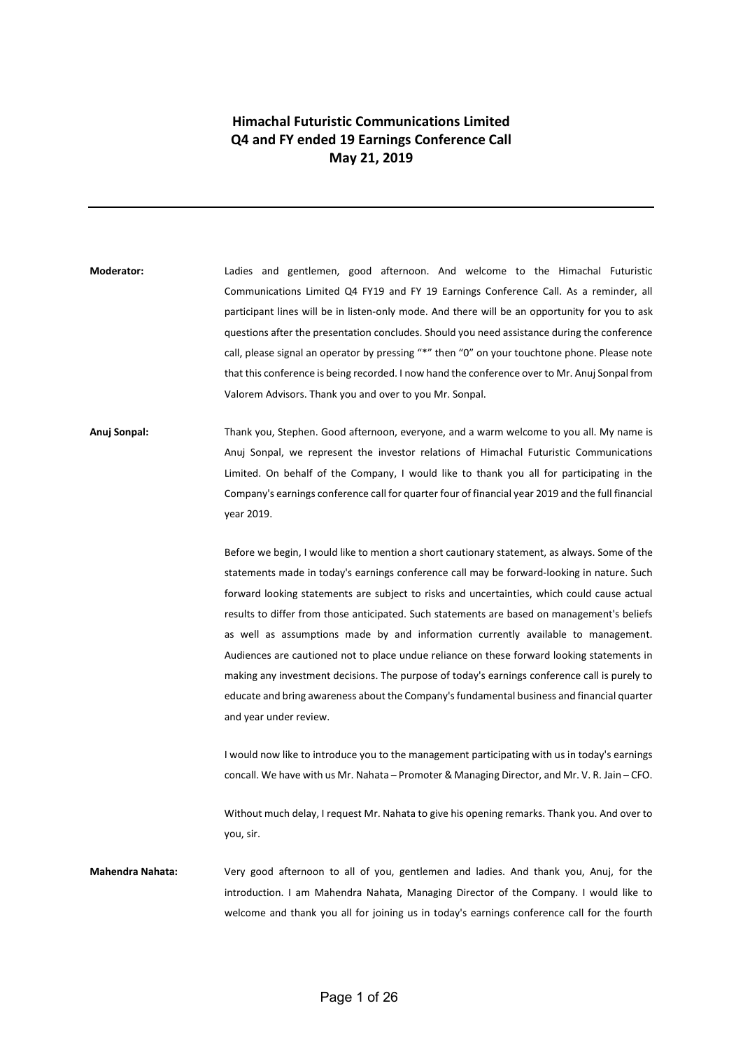**Himachal Futuristic Communications Limited**
**Q4 and FY ended 19 Earnings Conference Call**
**May 21, 2019**

---

**Moderator:** Ladies and gentlemen, good afternoon. And welcome to the Himachal Futuristic Communications Limited Q4 FY19 and FY 19 Earnings Conference Call. As a reminder, all participant lines will be in listen-only mode. And there will be an opportunity for you to ask questions after the presentation concludes. Should you need assistance during the conference call, please signal an operator by pressing "*" then "0" on your touchtone phone. Please note that this conference is being recorded. I now hand the conference over to Mr. Anuj Sonpal from Valorem Advisors. Thank you and over to you Mr. Sonpal.

**Anuj Sonpal:** Thank you, Stephen. Good afternoon, everyone, and a warm welcome to you all. My name is Anuj Sonpal, we represent the investor relations of Himachal Futuristic Communications Limited. On behalf of the Company, I would like to thank you all for participating in the Company's earnings conference call for quarter four of financial year 2019 and the full financial year 2019.

Before we begin, I would like to mention a short cautionary statement, as always. Some of the statements made in today's earnings conference call may be forward-looking in nature. Such forward looking statements are subject to risks and uncertainties, which could cause actual results to differ from those anticipated. Such statements are based on management's beliefs as well as assumptions made by and information currently available to management. Audiences are cautioned not to place undue reliance on these forward looking statements in making any investment decisions. The purpose of today's earnings conference call is purely to educate and bring awareness about the Company's fundamental business and financial quarter and year under review.

I would now like to introduce you to the management participating with us in today's earnings concall. We have with us Mr. Nahata – Promoter & Managing Director, and Mr. V. R. Jain – CFO.

Without much delay, I request Mr. Nahata to give his opening remarks. Thank you. And over to you, sir.

**Mahendra Nahata:** Very good afternoon to all of you, gentlemen and ladies. And thank you, Anuj, for the introduction. I am Mahendra Nahata, Managing Director of the Company. I would like to welcome and thank you all for joining us in today's earnings conference call for the fourth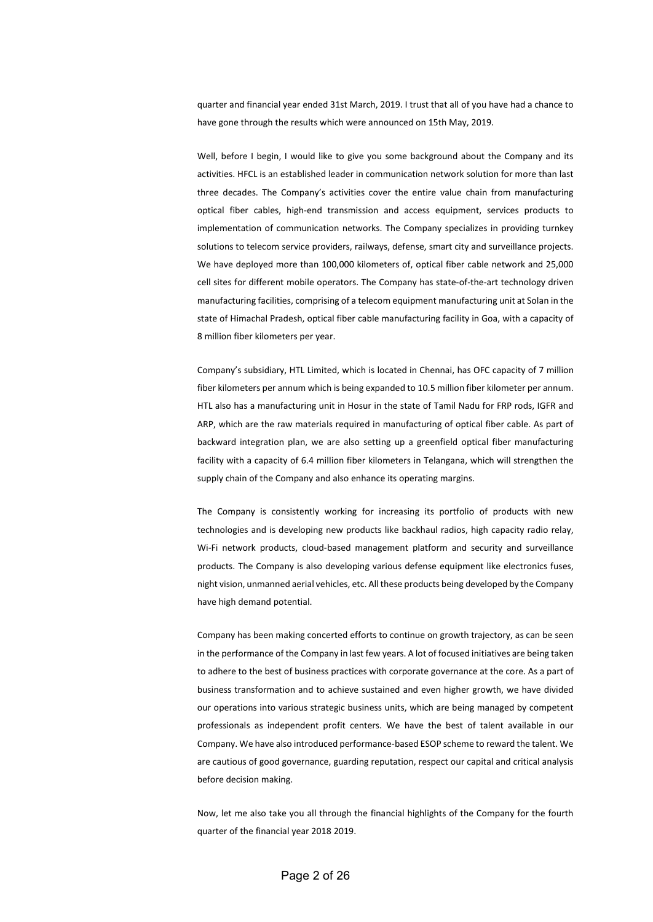quarter and financial year ended 31st March, 2019. I trust that all of you have had a chance to have gone through the results which were announced on 15th May, 2019.

Well, before I begin, I would like to give you some background about the Company and its activities. HFCL is an established leader in communication network solution for more than last three decades. The Company's activities cover the entire value chain from manufacturing optical fiber cables, high-end transmission and access equipment, services products to implementation of communication networks. The Company specializes in providing turnkey solutions to telecom service providers, railways, defense, smart city and surveillance projects. We have deployed more than 100,000 kilometers of, optical fiber cable network and 25,000 cell sites for different mobile operators. The Company has state-of-the-art technology driven manufacturing facilities, comprising of a telecom equipment manufacturing unit at Solan in the state of Himachal Pradesh, optical fiber cable manufacturing facility in Goa, with a capacity of 8 million fiber kilometers per year.

Company's subsidiary, HTL Limited, which is located in Chennai, has OFC capacity of 7 million fiber kilometers per annum which is being expanded to 10.5 million fiber kilometer per annum. HTL also has a manufacturing unit in Hosur in the state of Tamil Nadu for FRP rods, IGFR and ARP, which are the raw materials required in manufacturing of optical fiber cable. As part of backward integration plan, we are also setting up a greenfield optical fiber manufacturing facility with a capacity of 6.4 million fiber kilometers in Telangana, which will strengthen the supply chain of the Company and also enhance its operating margins.

The Company is consistently working for increasing its portfolio of products with new technologies and is developing new products like backhaul radios, high capacity radio relay, Wi-Fi network products, cloud-based management platform and security and surveillance products. The Company is also developing various defense equipment like electronics fuses, night vision, unmanned aerial vehicles, etc. All these products being developed by the Company have high demand potential.

Company has been making concerted efforts to continue on growth trajectory, as can be seen in the performance of the Company in last few years. A lot of focused initiatives are being taken to adhere to the best of business practices with corporate governance at the core. As a part of business transformation and to achieve sustained and even higher growth, we have divided our operations into various strategic business units, which are being managed by competent professionals as independent profit centers. We have the best of talent available in our Company. We have also introduced performance-based ESOP scheme to reward the talent. We are cautious of good governance, guarding reputation, respect our capital and critical analysis before decision making.

Now, let me also take you all through the financial highlights of the Company for the fourth quarter of the financial year 2018 2019.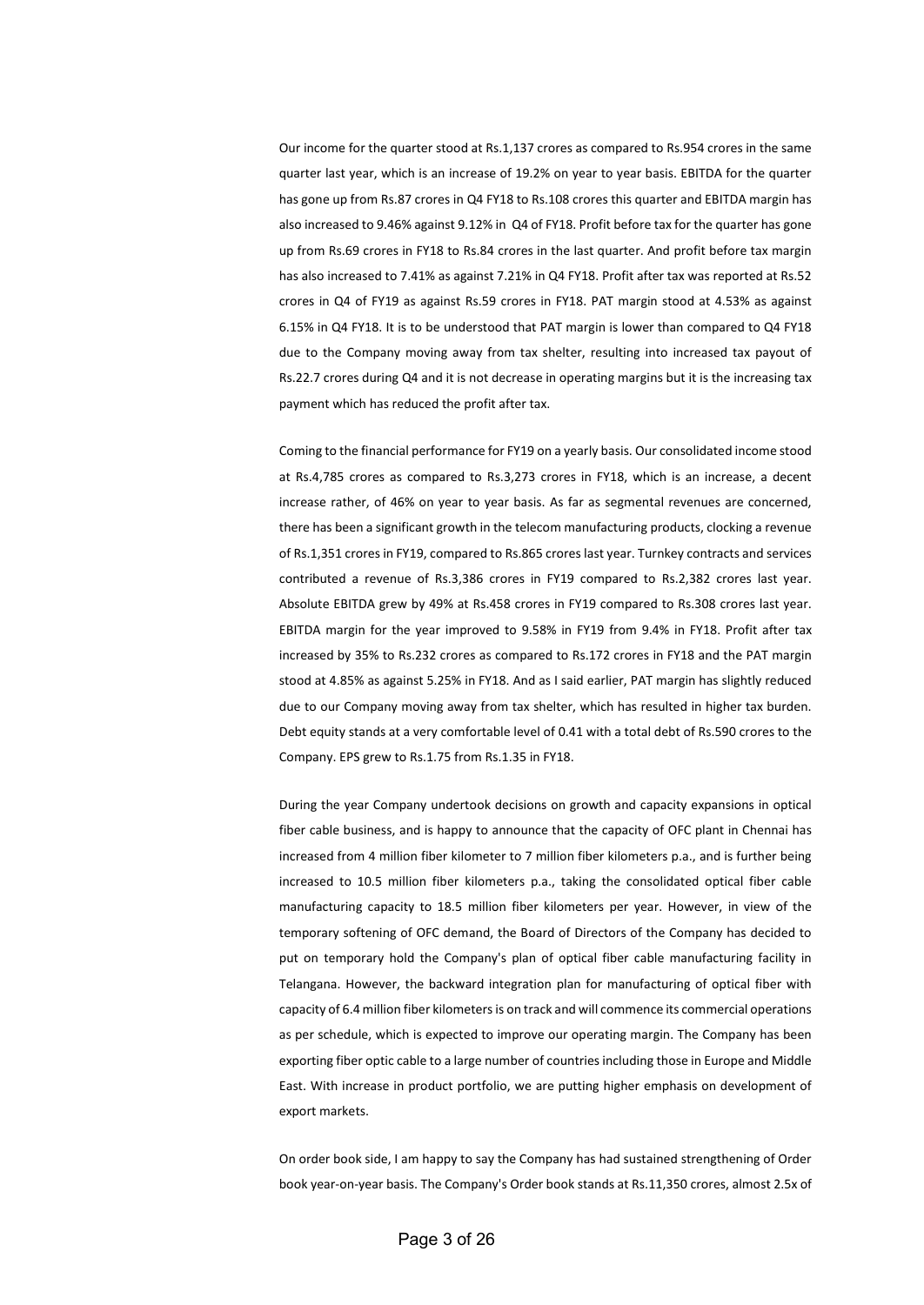Our income for the quarter stood at Rs.1,137 crores as compared to Rs.954 crores in the same quarter last year, which is an increase of 19.2% on year to year basis. EBITDA for the quarter has gone up from Rs.87 crores in Q4 FY18 to Rs.108 crores this quarter and EBITDA margin has also increased to 9.46% against 9.12% in Q4 of FY18. Profit before tax for the quarter has gone up from Rs.69 crores in FY18 to Rs.84 crores in the last quarter. And profit before tax margin has also increased to 7.41% as against 7.21% in Q4 FY18. Profit after tax was reported at Rs.52 crores in Q4 of FY19 as against Rs.59 crores in FY18. PAT margin stood at 4.53% as against 6.15% in Q4 FY18. It is to be understood that PAT margin is lower than compared to Q4 FY18 due to the Company moving away from tax shelter, resulting into increased tax payout of Rs.22.7 crores during Q4 and it is not decrease in operating margins but it is the increasing tax payment which has reduced the profit after tax.

Coming to the financial performance for FY19 on a yearly basis. Our consolidated income stood at Rs.4,785 crores as compared to Rs.3,273 crores in FY18, which is an increase, a decent increase rather, of 46% on year to year basis. As far as segmental revenues are concerned, there has been a significant growth in the telecom manufacturing products, clocking a revenue of Rs.1,351 crores in FY19, compared to Rs.865 crores last year. Turnkey contracts and services contributed a revenue of Rs.3,386 crores in FY19 compared to Rs.2,382 crores last year. Absolute EBITDA grew by 49% at Rs.458 crores in FY19 compared to Rs.308 crores last year. EBITDA margin for the year improved to 9.58% in FY19 from 9.4% in FY18. Profit after tax increased by 35% to Rs.232 crores as compared to Rs.172 crores in FY18 and the PAT margin stood at 4.85% as against 5.25% in FY18. And as I said earlier, PAT margin has slightly reduced due to our Company moving away from tax shelter, which has resulted in higher tax burden. Debt equity stands at a very comfortable level of 0.41 with a total debt of Rs.590 crores to the Company. EPS grew to Rs.1.75 from Rs.1.35 in FY18.

During the year Company undertook decisions on growth and capacity expansions in optical fiber cable business, and is happy to announce that the capacity of OFC plant in Chennai has increased from 4 million fiber kilometer to 7 million fiber kilometers p.a., and is further being increased to 10.5 million fiber kilometers p.a., taking the consolidated optical fiber cable manufacturing capacity to 18.5 million fiber kilometers per year. However, in view of the temporary softening of OFC demand, the Board of Directors of the Company has decided to put on temporary hold the Company's plan of optical fiber cable manufacturing facility in Telangana. However, the backward integration plan for manufacturing of optical fiber with capacity of 6.4 million fiber kilometers is on track and will commence its commercial operations as per schedule, which is expected to improve our operating margin. The Company has been exporting fiber optic cable to a large number of countries including those in Europe and Middle East. With increase in product portfolio, we are putting higher emphasis on development of export markets.

On order book side, I am happy to say the Company has had sustained strengthening of Order book year-on-year basis. The Company's Order book stands at Rs.11,350 crores, almost 2.5x of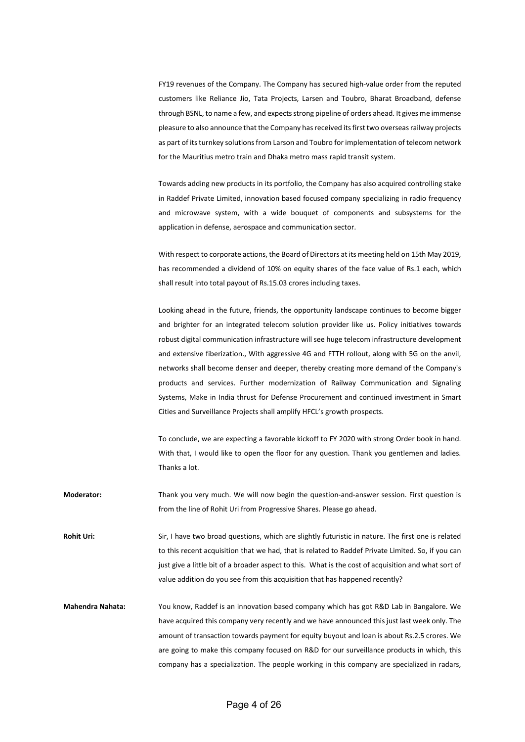FY19 revenues of the Company. The Company has secured high-value order from the reputed customers like Reliance Jio, Tata Projects, Larsen and Toubro, Bharat Broadband, defense through BSNL, to name a few, and expects strong pipeline of orders ahead. It gives me immense pleasure to also announce that the Company has received its first two overseas railway projects as part of its turnkey solutions from Larson and Toubro for implementation of telecom network for the Mauritius metro train and Dhaka metro mass rapid transit system.

Towards adding new products in its portfolio, the Company has also acquired controlling stake in Raddef Private Limited, innovation based focused company specializing in radio frequency and microwave system, with a wide bouquet of components and subsystems for the application in defense, aerospace and communication sector.

With respect to corporate actions, the Board of Directors at its meeting held on 15th May 2019, has recommended a dividend of 10% on equity shares of the face value of Rs.1 each, which shall result into total payout of Rs.15.03 crores including taxes.

Looking ahead in the future, friends, the opportunity landscape continues to become bigger and brighter for an integrated telecom solution provider like us. Policy initiatives towards robust digital communication infrastructure will see huge telecom infrastructure development and extensive fiberization., With aggressive 4G and FTTH rollout, along with 5G on the anvil, networks shall become denser and deeper, thereby creating more demand of the Company's products and services. Further modernization of Railway Communication and Signaling Systems, Make in India thrust for Defense Procurement and continued investment in Smart Cities and Surveillance Projects shall amplify HFCL's growth prospects.

To conclude, we are expecting a favorable kickoff to FY 2020 with strong Order book in hand. With that, I would like to open the floor for any question. Thank you gentlemen and ladies. Thanks a lot.

**Moderator:** Thank you very much. We will now begin the question-and-answer session. First question is from the line of Rohit Uri from Progressive Shares. Please go ahead.

**Rohit Uri:** Sir, I have two broad questions, which are slightly futuristic in nature. The first one is related to this recent acquisition that we had, that is related to Raddef Private Limited. So, if you can just give a little bit of a broader aspect to this. What is the cost of acquisition and what sort of value addition do you see from this acquisition that has happened recently?

**Mahendra Nahata:** You know, Raddef is an innovation based company which has got R&D Lab in Bangalore. We have acquired this company very recently and we have announced this just last week only. The amount of transaction towards payment for equity buyout and loan is about Rs.2.5 crores. We are going to make this company focused on R&D for our surveillance products in which, this company has a specialization. The people working in this company are specialized in radars,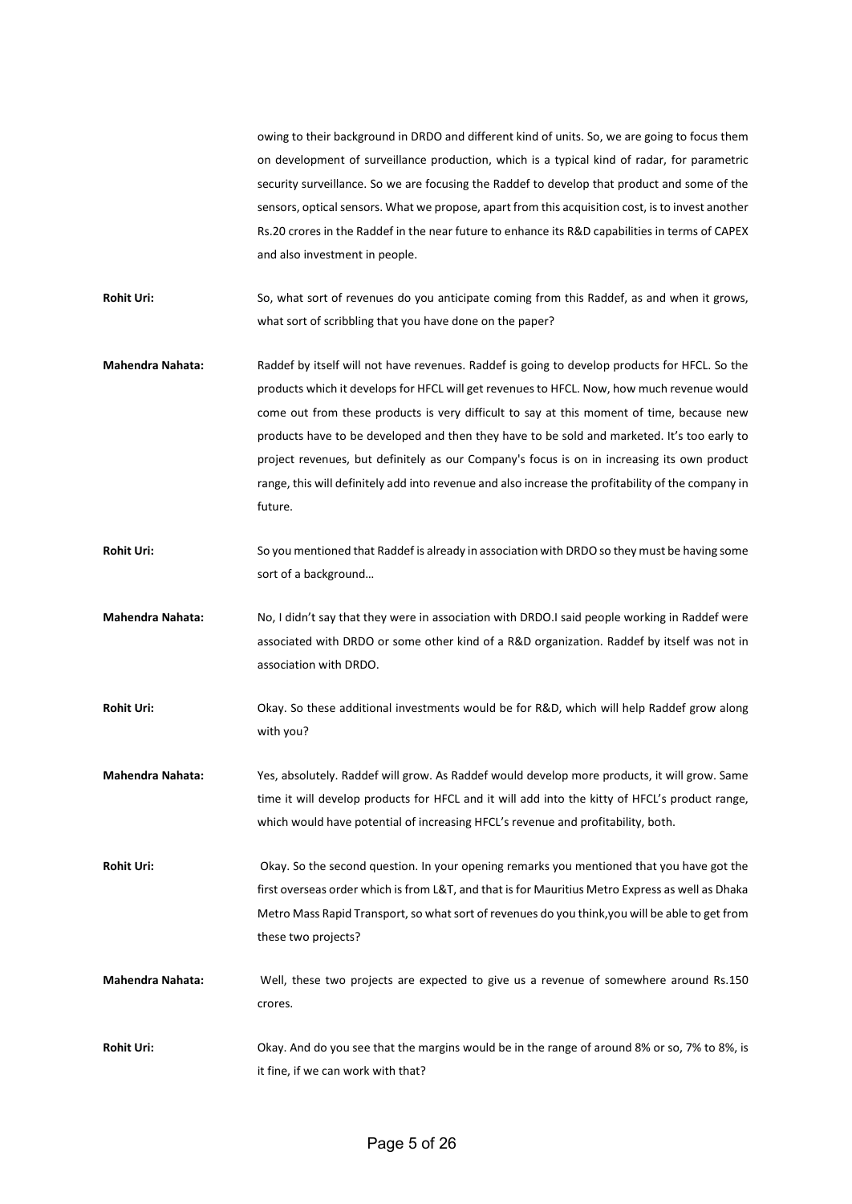owing to their background in DRDO and different kind of units. So, we are going to focus them on development of surveillance production, which is a typical kind of radar, for parametric security surveillance. So we are focusing the Raddef to develop that product and some of the sensors, optical sensors. What we propose, apart from this acquisition cost, is to invest another Rs.20 crores in the Raddef in the near future to enhance its R&D capabilities in terms of CAPEX and also investment in people.

**Rohit Uri:** So, what sort of revenues do you anticipate coming from this Raddef, as and when it grows, what sort of scribbling that you have done on the paper?

**Mahendra Nahata:** Raddef by itself will not have revenues. Raddef is going to develop products for HFCL. So the products which it develops for HFCL will get revenues to HFCL. Now, how much revenue would come out from these products is very difficult to say at this moment of time, because new products have to be developed and then they have to be sold and marketed. It's too early to project revenues, but definitely as our Company's focus is on in increasing its own product range, this will definitely add into revenue and also increase the profitability of the company in future.

**Rohit Uri:** So you mentioned that Raddef is already in association with DRDO so they must be having some sort of a background…

**Mahendra Nahata:** No, I didn't say that they were in association with DRDO.I said people working in Raddef were associated with DRDO or some other kind of a R&D organization. Raddef by itself was not in association with DRDO.

**Rohit Uri:** Okay. So these additional investments would be for R&D, which will help Raddef grow along with you?

**Mahendra Nahata:** Yes, absolutely. Raddef will grow. As Raddef would develop more products, it will grow. Same time it will develop products for HFCL and it will add into the kitty of HFCL's product range, which would have potential of increasing HFCL's revenue and profitability, both.

**Rohit Uri:** Okay. So the second question. In your opening remarks you mentioned that you have got the first overseas order which is from L&T, and that is for Mauritius Metro Express as well as Dhaka Metro Mass Rapid Transport, so what sort of revenues do you think,you will be able to get from these two projects?

**Mahendra Nahata:** Well, these two projects are expected to give us a revenue of somewhere around Rs.150 crores.

**Rohit Uri:** Okay. And do you see that the margins would be in the range of around 8% or so, 7% to 8%, is it fine, if we can work with that?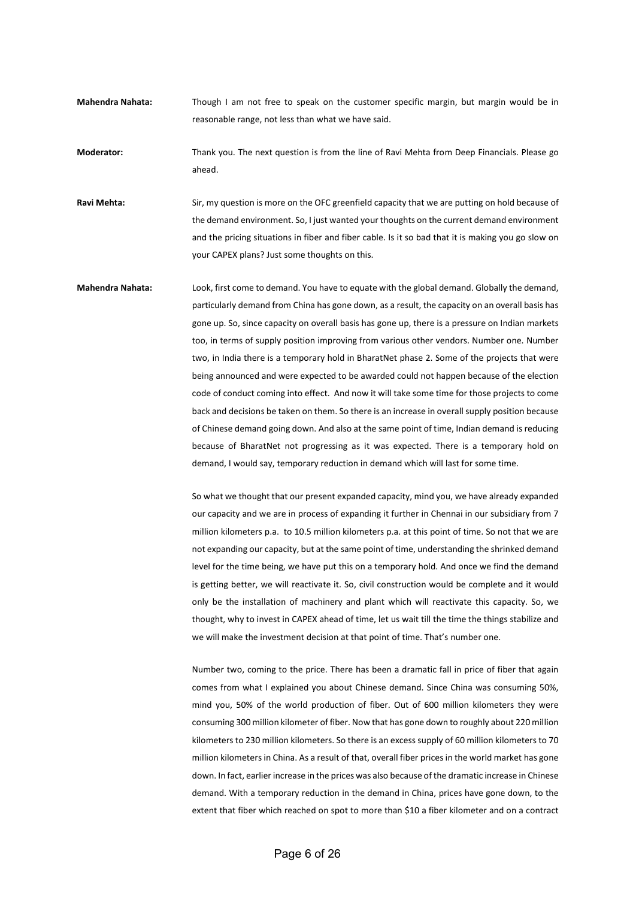**Mahendra Nahata:** Though I am not free to speak on the customer specific margin, but margin would be in reasonable range, not less than what we have said.

**Moderator:** Thank you. The next question is from the line of Ravi Mehta from Deep Financials. Please go ahead.

**Ravi Mehta:** Sir, my question is more on the OFC greenfield capacity that we are putting on hold because of the demand environment. So, I just wanted your thoughts on the current demand environment and the pricing situations in fiber and fiber cable. Is it so bad that it is making you go slow on your CAPEX plans? Just some thoughts on this.

**Mahendra Nahata:** Look, first come to demand. You have to equate with the global demand. Globally the demand, particularly demand from China has gone down, as a result, the capacity on an overall basis has gone up. So, since capacity on overall basis has gone up, there is a pressure on Indian markets too, in terms of supply position improving from various other vendors. Number one. Number two, in India there is a temporary hold in BharatNet phase 2. Some of the projects that were being announced and were expected to be awarded could not happen because of the election code of conduct coming into effect. And now it will take some time for those projects to come back and decisions be taken on them. So there is an increase in overall supply position because of Chinese demand going down. And also at the same point of time, Indian demand is reducing because of BharatNet not progressing as it was expected. There is a temporary hold on demand, I would say, temporary reduction in demand which will last for some time.

So what we thought that our present expanded capacity, mind you, we have already expanded our capacity and we are in process of expanding it further in Chennai in our subsidiary from 7 million kilometers p.a. to 10.5 million kilometers p.a. at this point of time. So not that we are not expanding our capacity, but at the same point of time, understanding the shrinked demand level for the time being, we have put this on a temporary hold. And once we find the demand is getting better, we will reactivate it. So, civil construction would be complete and it would only be the installation of machinery and plant which will reactivate this capacity. So, we thought, why to invest in CAPEX ahead of time, let us wait till the time the things stabilize and we will make the investment decision at that point of time. That's number one.

Number two, coming to the price. There has been a dramatic fall in price of fiber that again comes from what I explained you about Chinese demand. Since China was consuming 50%, mind you, 50% of the world production of fiber. Out of 600 million kilometers they were consuming 300 million kilometer of fiber. Now that has gone down to roughly about 220 million kilometers to 230 million kilometers. So there is an excess supply of 60 million kilometers to 70 million kilometers in China. As a result of that, overall fiber prices in the world market has gone down. In fact, earlier increase in the prices was also because of the dramatic increase in Chinese demand. With a temporary reduction in the demand in China, prices have gone down, to the extent that fiber which reached on spot to more than $10 a fiber kilometer and on a contract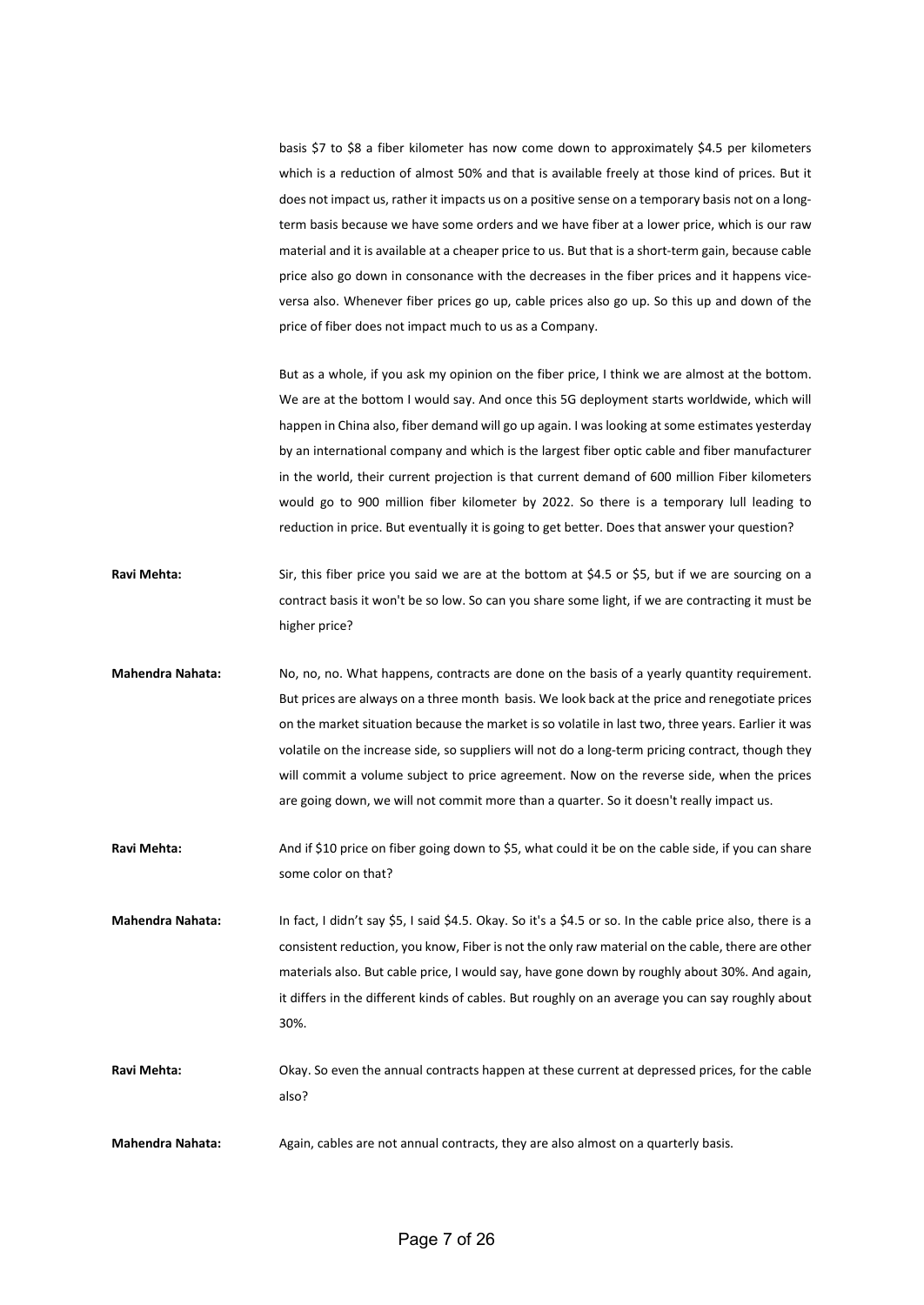basis $7 to $8 a fiber kilometer has now come down to approximately $4.5 per kilometers which is a reduction of almost 50% and that is available freely at those kind of prices. But it does not impact us, rather it impacts us on a positive sense on a temporary basis not on a long-term basis because we have some orders and we have fiber at a lower price, which is our raw material and it is available at a cheaper price to us. But that is a short-term gain, because cable price also go down in consonance with the decreases in the fiber prices and it happens vice-versa also. Whenever fiber prices go up, cable prices also go up. So this up and down of the price of fiber does not impact much to us as a Company.

But as a whole, if you ask my opinion on the fiber price, I think we are almost at the bottom. We are at the bottom I would say. And once this 5G deployment starts worldwide, which will happen in China also, fiber demand will go up again. I was looking at some estimates yesterday by an international company and which is the largest fiber optic cable and fiber manufacturer in the world, their current projection is that current demand of 600 million Fiber kilometers would go to 900 million fiber kilometer by 2022. So there is a temporary lull leading to reduction in price. But eventually it is going to get better. Does that answer your question?

**Ravi Mehta:** Sir, this fiber price you said we are at the bottom at $4.5 or $5, but if we are sourcing on a contract basis it won't be so low. So can you share some light, if we are contracting it must be higher price?

**Mahendra Nahata:** No, no, no. What happens, contracts are done on the basis of a yearly quantity requirement. But prices are always on a three month basis. We look back at the price and renegotiate prices on the market situation because the market is so volatile in last two, three years. Earlier it was volatile on the increase side, so suppliers will not do a long-term pricing contract, though they will commit a volume subject to price agreement. Now on the reverse side, when the prices are going down, we will not commit more than a quarter. So it doesn't really impact us.

**Ravi Mehta:** And if $10 price on fiber going down to $5, what could it be on the cable side, if you can share some color on that?

**Mahendra Nahata:** In fact, I didn't say $5, I said $4.5. Okay. So it's a $4.5 or so. In the cable price also, there is a consistent reduction, you know, Fiber is not the only raw material on the cable, there are other materials also. But cable price, I would say, have gone down by roughly about 30%. And again, it differs in the different kinds of cables. But roughly on an average you can say roughly about 30%.

**Ravi Mehta:** Okay. So even the annual contracts happen at these current at depressed prices, for the cable also?

**Mahendra Nahata:** Again, cables are not annual contracts, they are also almost on a quarterly basis.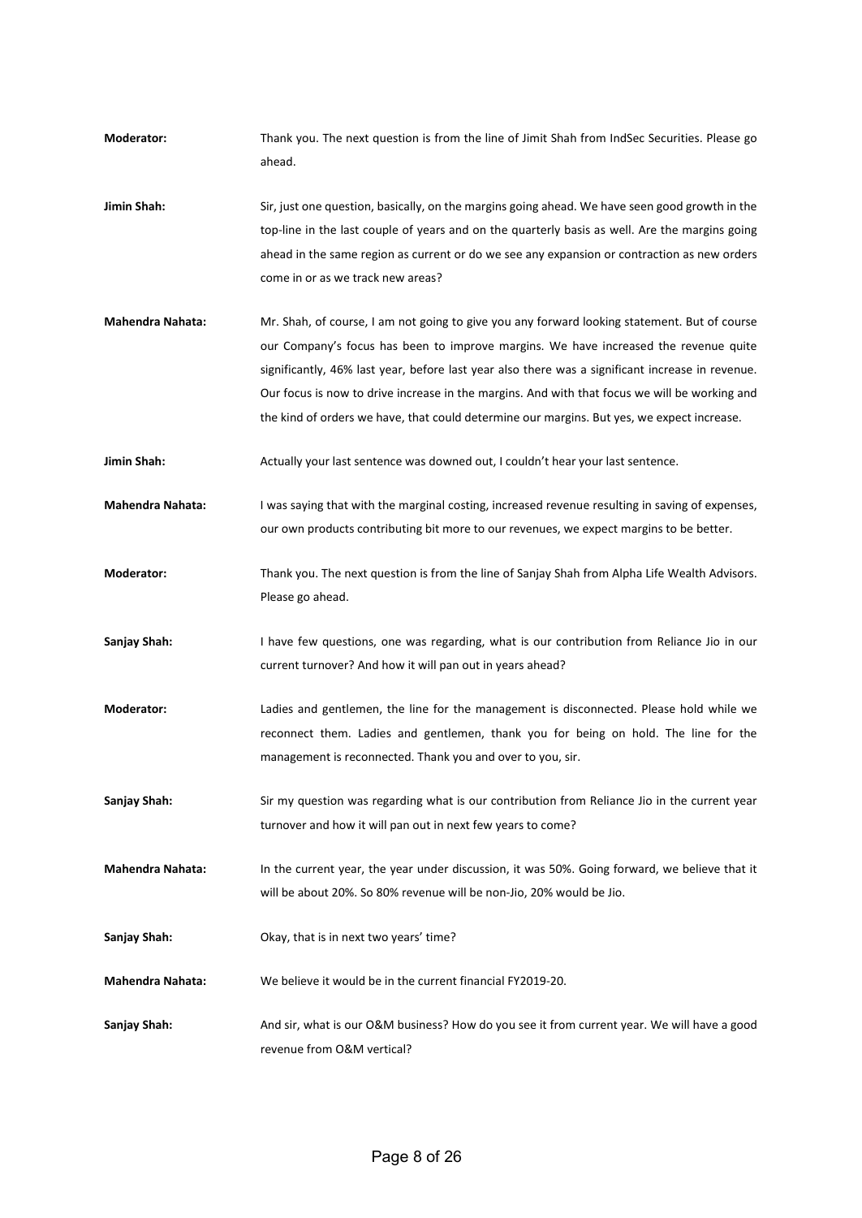**Moderator:** Thank you. The next question is from the line of Jimit Shah from IndSec Securities. Please go ahead.

**Jimin Shah:** Sir, just one question, basically, on the margins going ahead. We have seen good growth in the top-line in the last couple of years and on the quarterly basis as well. Are the margins going ahead in the same region as current or do we see any expansion or contraction as new orders come in or as we track new areas?

**Mahendra Nahata:** Mr. Shah, of course, I am not going to give you any forward looking statement. But of course our Company's focus has been to improve margins. We have increased the revenue quite significantly, 46% last year, before last year also there was a significant increase in revenue. Our focus is now to drive increase in the margins. And with that focus we will be working and the kind of orders we have, that could determine our margins. But yes, we expect increase.

**Jimin Shah:** Actually your last sentence was downed out, I couldn't hear your last sentence.

**Mahendra Nahata:** I was saying that with the marginal costing, increased revenue resulting in saving of expenses, our own products contributing bit more to our revenues, we expect margins to be better.

**Moderator:** Thank you. The next question is from the line of Sanjay Shah from Alpha Life Wealth Advisors. Please go ahead.

**Sanjay Shah:** I have few questions, one was regarding, what is our contribution from Reliance Jio in our current turnover? And how it will pan out in years ahead?

**Moderator:** Ladies and gentlemen, the line for the management is disconnected. Please hold while we reconnect them. Ladies and gentlemen, thank you for being on hold. The line for the management is reconnected. Thank you and over to you, sir.

**Sanjay Shah:** Sir my question was regarding what is our contribution from Reliance Jio in the current year turnover and how it will pan out in next few years to come?

**Mahendra Nahata:** In the current year, the year under discussion, it was 50%. Going forward, we believe that it will be about 20%. So 80% revenue will be non-Jio, 20% would be Jio.

**Sanjay Shah:** Okay, that is in next two years' time?

**Mahendra Nahata:** We believe it would be in the current financial FY2019-20.

**Sanjay Shah:** And sir, what is our O&M business? How do you see it from current year. We will have a good revenue from O&M vertical?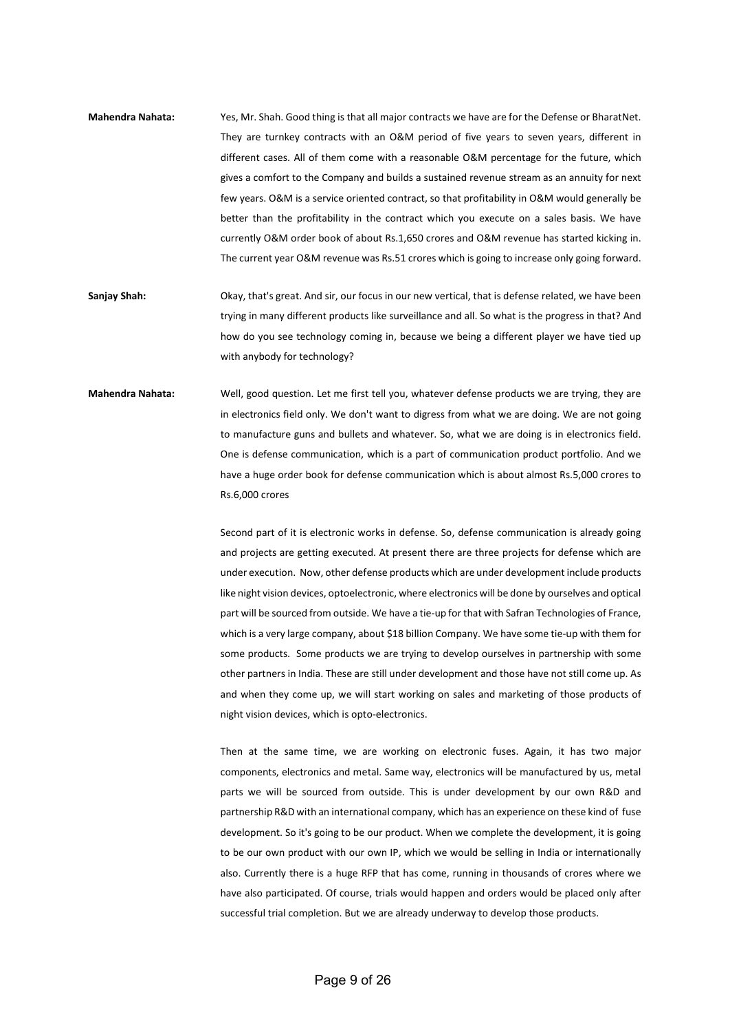**Mahendra Nahata:** Yes, Mr. Shah. Good thing is that all major contracts we have are for the Defense or BharatNet. They are turnkey contracts with an O&M period of five years to seven years, different in different cases. All of them come with a reasonable O&M percentage for the future, which gives a comfort to the Company and builds a sustained revenue stream as an annuity for next few years. O&M is a service oriented contract, so that profitability in O&M would generally be better than the profitability in the contract which you execute on a sales basis. We have currently O&M order book of about Rs.1,650 crores and O&M revenue has started kicking in. The current year O&M revenue was Rs.51 crores which is going to increase only going forward.

**Sanjay Shah:** Okay, that's great. And sir, our focus in our new vertical, that is defense related, we have been trying in many different products like surveillance and all. So what is the progress in that? And how do you see technology coming in, because we being a different player we have tied up with anybody for technology?

**Mahendra Nahata:** Well, good question. Let me first tell you, whatever defense products we are trying, they are in electronics field only. We don't want to digress from what we are doing. We are not going to manufacture guns and bullets and whatever. So, what we are doing is in electronics field. One is defense communication, which is a part of communication product portfolio. And we have a huge order book for defense communication which is about almost Rs.5,000 crores to Rs.6,000 crores

Second part of it is electronic works in defense. So, defense communication is already going and projects are getting executed. At present there are three projects for defense which are under execution. Now, other defense products which are under development include products like night vision devices, optoelectronic, where electronics will be done by ourselves and optical part will be sourced from outside. We have a tie-up for that with Safran Technologies of France, which is a very large company, about $18 billion Company. We have some tie-up with them for some products. Some products we are trying to develop ourselves in partnership with some other partners in India. These are still under development and those have not still come up. As and when they come up, we will start working on sales and marketing of those products of night vision devices, which is opto-electronics.

Then at the same time, we are working on electronic fuses. Again, it has two major components, electronics and metal. Same way, electronics will be manufactured by us, metal parts we will be sourced from outside. This is under development by our own R&D and partnership R&D with an international company, which has an experience on these kind of fuse development. So it's going to be our product. When we complete the development, it is going to be our own product with our own IP, which we would be selling in India or internationally also. Currently there is a huge RFP that has come, running in thousands of crores where we have also participated. Of course, trials would happen and orders would be placed only after successful trial completion. But we are already underway to develop those products.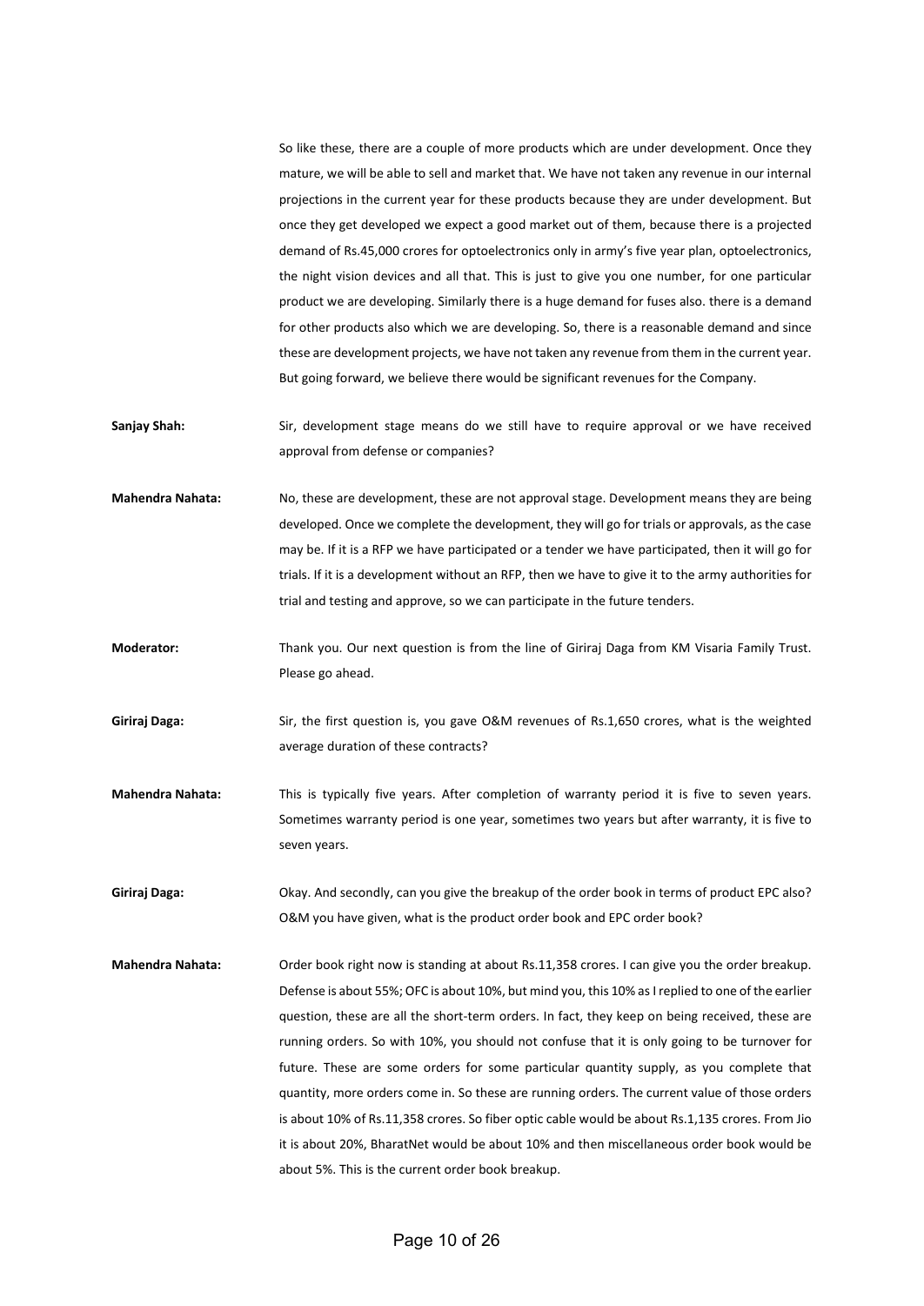So like these, there are a couple of more products which are under development. Once they mature, we will be able to sell and market that. We have not taken any revenue in our internal projections in the current year for these products because they are under development. But once they get developed we expect a good market out of them, because there is a projected demand of Rs.45,000 crores for optoelectronics only in army's five year plan, optoelectronics, the night vision devices and all that. This is just to give you one number, for one particular product we are developing. Similarly there is a huge demand for fuses also. there is a demand for other products also which we are developing. So, there is a reasonable demand and since these are development projects, we have not taken any revenue from them in the current year. But going forward, we believe there would be significant revenues for the Company.

**Sanjay Shah:** Sir, development stage means do we still have to require approval or we have received approval from defense or companies?

**Mahendra Nahata:** No, these are development, these are not approval stage. Development means they are being developed. Once we complete the development, they will go for trials or approvals, as the case may be. If it is a RFP we have participated or a tender we have participated, then it will go for trials. If it is a development without an RFP, then we have to give it to the army authorities for trial and testing and approve, so we can participate in the future tenders.

**Moderator:** Thank you. Our next question is from the line of Giriraj Daga from KM Visaria Family Trust. Please go ahead.

**Giriraj Daga:** Sir, the first question is, you gave O&M revenues of Rs.1,650 crores, what is the weighted average duration of these contracts?

**Mahendra Nahata:** This is typically five years. After completion of warranty period it is five to seven years. Sometimes warranty period is one year, sometimes two years but after warranty, it is five to seven years.

**Giriraj Daga:** Okay. And secondly, can you give the breakup of the order book in terms of product EPC also? O&M you have given, what is the product order book and EPC order book?

**Mahendra Nahata:** Order book right now is standing at about Rs.11,358 crores. I can give you the order breakup. Defense is about 55%; OFC is about 10%, but mind you, this 10% as I replied to one of the earlier question, these are all the short-term orders. In fact, they keep on being received, these are running orders. So with 10%, you should not confuse that it is only going to be turnover for future. These are some orders for some particular quantity supply, as you complete that quantity, more orders come in. So these are running orders. The current value of those orders is about 10% of Rs.11,358 crores. So fiber optic cable would be about Rs.1,135 crores. From Jio it is about 20%, BharatNet would be about 10% and then miscellaneous order book would be about 5%. This is the current order book breakup.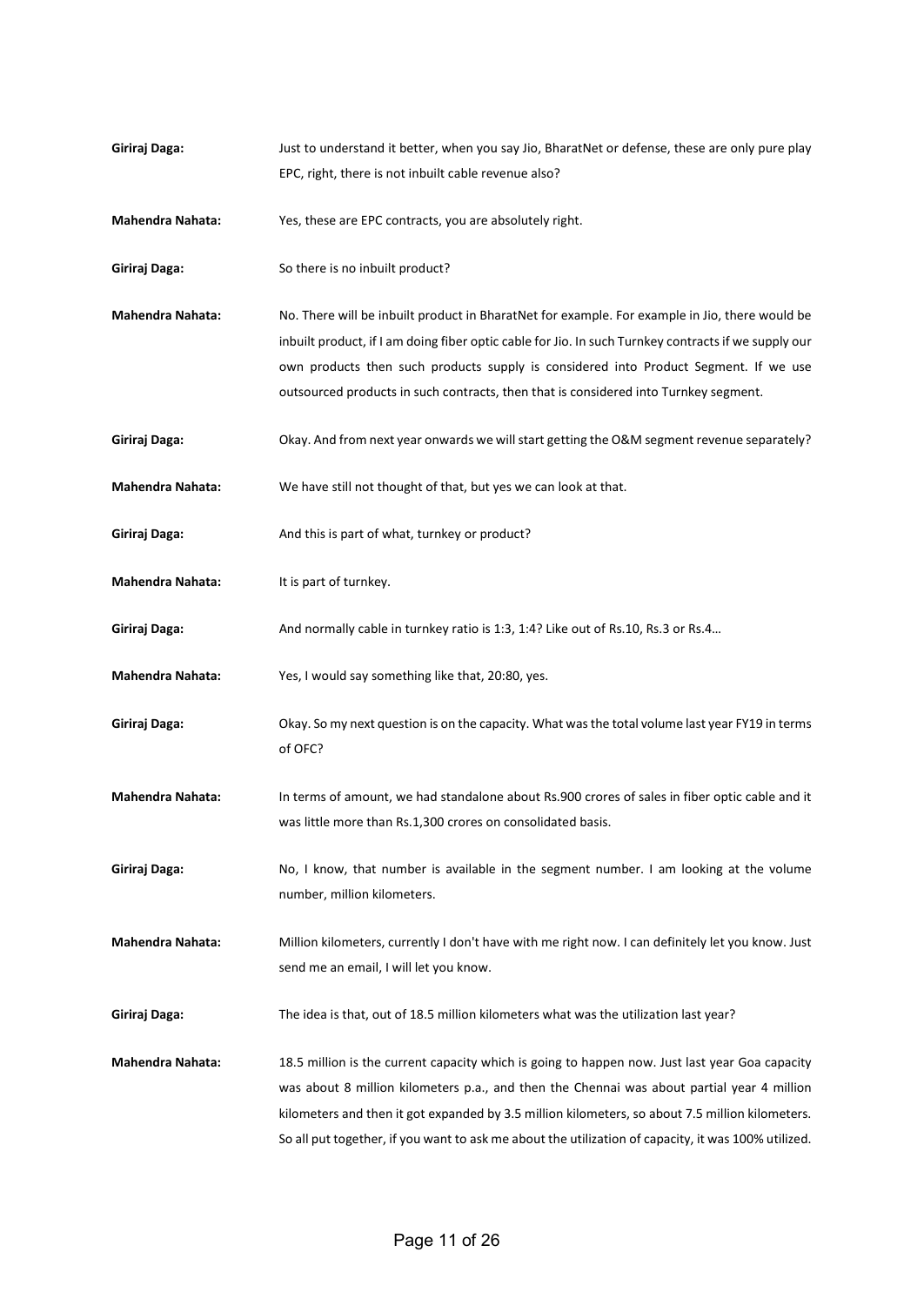**Giriraj Daga:** Just to understand it better, when you say Jio, BharatNet or defense, these are only pure play EPC, right, there is not inbuilt cable revenue also?

**Mahendra Nahata:** Yes, these are EPC contracts, you are absolutely right.

**Giriraj Daga:** So there is no inbuilt product?

**Mahendra Nahata:** No. There will be inbuilt product in BharatNet for example. For example in Jio, there would be inbuilt product, if I am doing fiber optic cable for Jio. In such Turnkey contracts if we supply our own products then such products supply is considered into Product Segment. If we use outsourced products in such contracts, then that is considered into Turnkey segment.

**Giriraj Daga:** Okay. And from next year onwards we will start getting the O&M segment revenue separately?

**Mahendra Nahata:** We have still not thought of that, but yes we can look at that.

**Giriraj Daga:** And this is part of what, turnkey or product?

**Mahendra Nahata:** It is part of turnkey.

**Giriraj Daga:** And normally cable in turnkey ratio is 1:3, 1:4? Like out of Rs.10, Rs.3 or Rs.4…

**Mahendra Nahata:** Yes, I would say something like that, 20:80, yes.

**Giriraj Daga:** Okay. So my next question is on the capacity. What was the total volume last year FY19 in terms of OFC?

**Mahendra Nahata:** In terms of amount, we had standalone about Rs.900 crores of sales in fiber optic cable and it was little more than Rs.1,300 crores on consolidated basis.

**Giriraj Daga:** No, I know, that number is available in the segment number. I am looking at the volume number, million kilometers.

**Mahendra Nahata:** Million kilometers, currently I don't have with me right now. I can definitely let you know. Just send me an email, I will let you know.

**Giriraj Daga:** The idea is that, out of 18.5 million kilometers what was the utilization last year?

**Mahendra Nahata:** 18.5 million is the current capacity which is going to happen now. Just last year Goa capacity was about 8 million kilometers p.a., and then the Chennai was about partial year 4 million kilometers and then it got expanded by 3.5 million kilometers, so about 7.5 million kilometers. So all put together, if you want to ask me about the utilization of capacity, it was 100% utilized.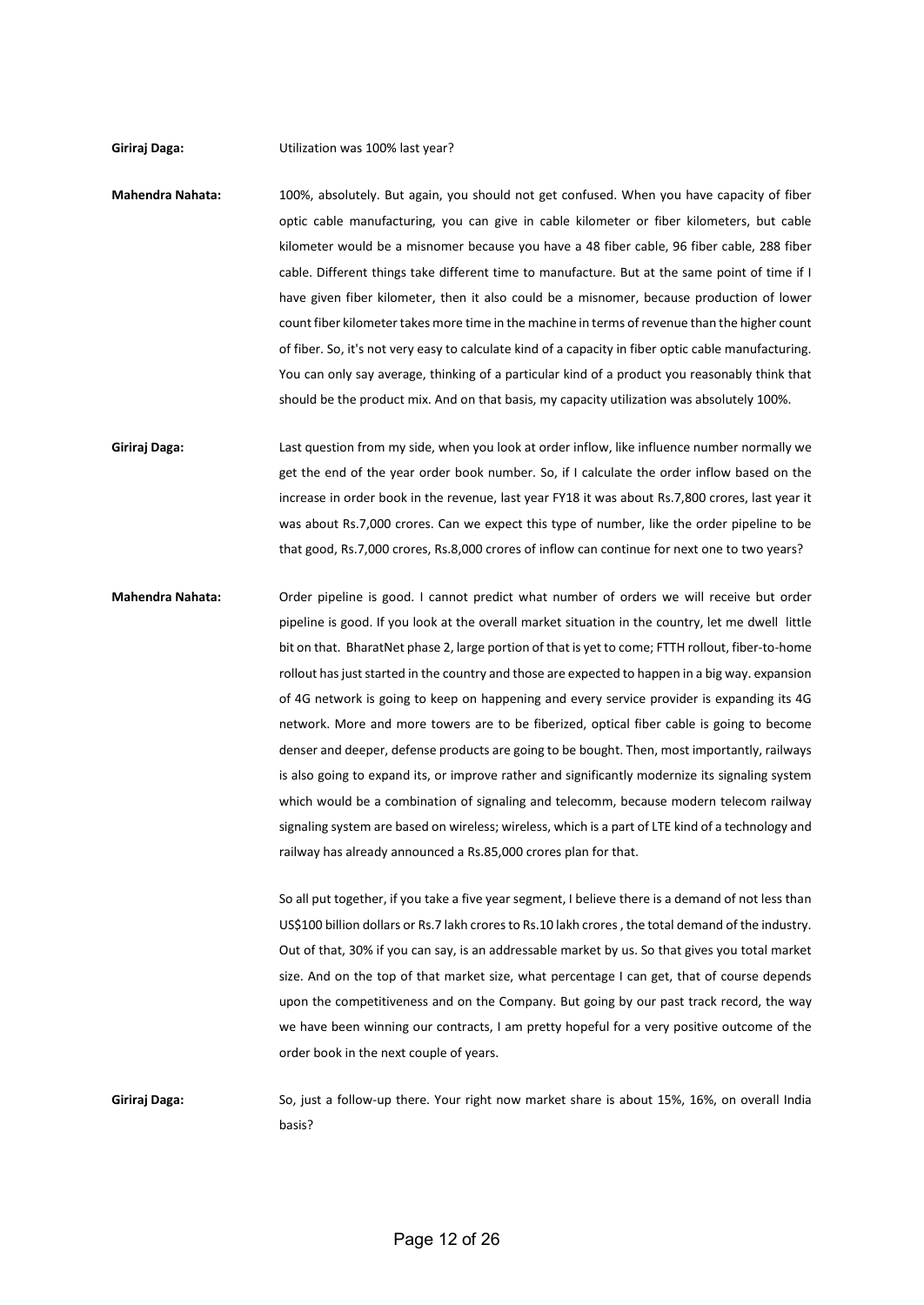**Giriraj Daga:** Utilization was 100% last year?

**Mahendra Nahata:** 100%, absolutely. But again, you should not get confused. When you have capacity of fiber optic cable manufacturing, you can give in cable kilometer or fiber kilometers, but cable kilometer would be a misnomer because you have a 48 fiber cable, 96 fiber cable, 288 fiber cable. Different things take different time to manufacture. But at the same point of time if I have given fiber kilometer, then it also could be a misnomer, because production of lower count fiber kilometer takes more time in the machine in terms of revenue than the higher count of fiber. So, it's not very easy to calculate kind of a capacity in fiber optic cable manufacturing. You can only say average, thinking of a particular kind of a product you reasonably think that should be the product mix. And on that basis, my capacity utilization was absolutely 100%.

**Giriraj Daga:** Last question from my side, when you look at order inflow, like influence number normally we get the end of the year order book number. So, if I calculate the order inflow based on the increase in order book in the revenue, last year FY18 it was about Rs.7,800 crores, last year it was about Rs.7,000 crores. Can we expect this type of number, like the order pipeline to be that good, Rs.7,000 crores, Rs.8,000 crores of inflow can continue for next one to two years?

**Mahendra Nahata:** Order pipeline is good. I cannot predict what number of orders we will receive but order pipeline is good. If you look at the overall market situation in the country, let me dwell little bit on that. BharatNet phase 2, large portion of that is yet to come; FTTH rollout, fiber-to-home rollout has just started in the country and those are expected to happen in a big way. expansion of 4G network is going to keep on happening and every service provider is expanding its 4G network. More and more towers are to be fiberized, optical fiber cable is going to become denser and deeper, defense products are going to be bought. Then, most importantly, railways is also going to expand its, or improve rather and significantly modernize its signaling system which would be a combination of signaling and telecomm, because modern telecom railway signaling system are based on wireless; wireless, which is a part of LTE kind of a technology and railway has already announced a Rs.85,000 crores plan for that.

So all put together, if you take a five year segment, I believe there is a demand of not less than US$100 billion dollars or Rs.7 lakh crores to Rs.10 lakh crores , the total demand of the industry. Out of that, 30% if you can say, is an addressable market by us. So that gives you total market size. And on the top of that market size, what percentage I can get, that of course depends upon the competitiveness and on the Company. But going by our past track record, the way we have been winning our contracts, I am pretty hopeful for a very positive outcome of the order book in the next couple of years.

**Giriraj Daga:** So, just a follow-up there. Your right now market share is about 15%, 16%, on overall India basis?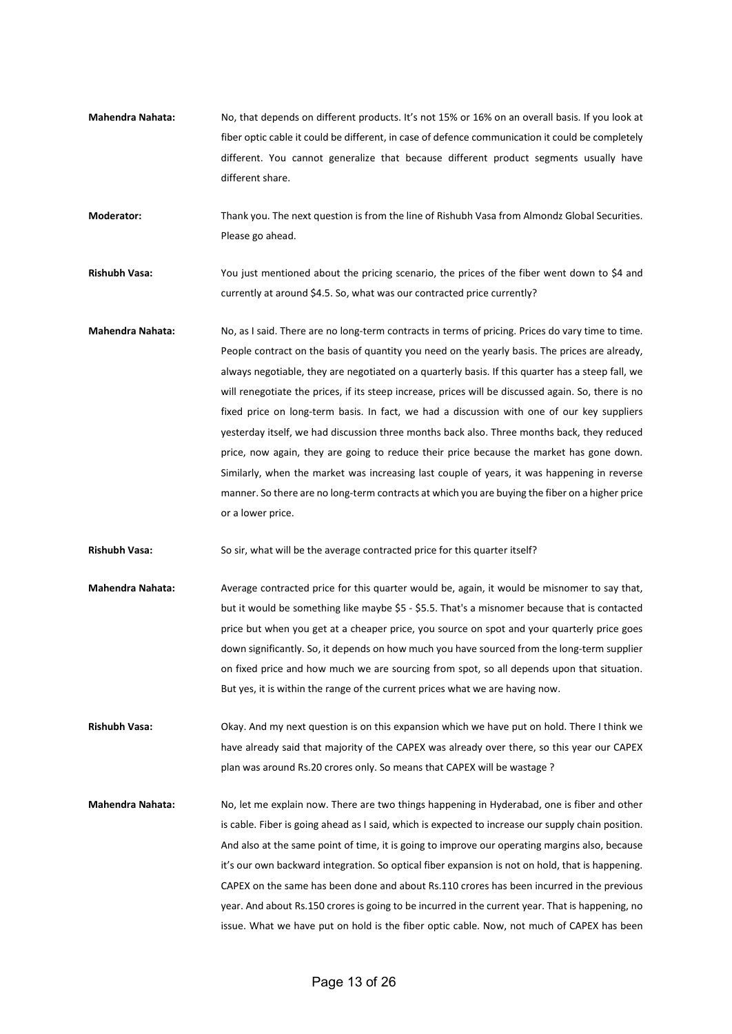**Mahendra Nahata:** No, that depends on different products. It's not 15% or 16% on an overall basis. If you look at fiber optic cable it could be different, in case of defence communication it could be completely different. You cannot generalize that because different product segments usually have different share.

**Moderator:** Thank you. The next question is from the line of Rishubh Vasa from Almondz Global Securities. Please go ahead.

**Rishubh Vasa:** You just mentioned about the pricing scenario, the prices of the fiber went down to $4 and currently at around $4.5. So, what was our contracted price currently?

**Mahendra Nahata:** No, as I said. There are no long-term contracts in terms of pricing. Prices do vary time to time. People contract on the basis of quantity you need on the yearly basis. The prices are already, always negotiable, they are negotiated on a quarterly basis. If this quarter has a steep fall, we will renegotiate the prices, if its steep increase, prices will be discussed again. So, there is no fixed price on long-term basis. In fact, we had a discussion with one of our key suppliers yesterday itself, we had discussion three months back also. Three months back, they reduced price, now again, they are going to reduce their price because the market has gone down. Similarly, when the market was increasing last couple of years, it was happening in reverse manner. So there are no long-term contracts at which you are buying the fiber on a higher price or a lower price.

**Rishubh Vasa:** So sir, what will be the average contracted price for this quarter itself?

**Mahendra Nahata:** Average contracted price for this quarter would be, again, it would be misnomer to say that, but it would be something like maybe $5 - $5.5. That's a misnomer because that is contacted price but when you get at a cheaper price, you source on spot and your quarterly price goes down significantly. So, it depends on how much you have sourced from the long-term supplier on fixed price and how much we are sourcing from spot, so all depends upon that situation. But yes, it is within the range of the current prices what we are having now.

**Rishubh Vasa:** Okay. And my next question is on this expansion which we have put on hold. There I think we have already said that majority of the CAPEX was already over there, so this year our CAPEX plan was around Rs.20 crores only. So means that CAPEX will be wastage ?

**Mahendra Nahata:** No, let me explain now. There are two things happening in Hyderabad, one is fiber and other is cable. Fiber is going ahead as I said, which is expected to increase our supply chain position. And also at the same point of time, it is going to improve our operating margins also, because it's our own backward integration. So optical fiber expansion is not on hold, that is happening. CAPEX on the same has been done and about Rs.110 crores has been incurred in the previous year. And about Rs.150 crores is going to be incurred in the current year. That is happening, no issue. What we have put on hold is the fiber optic cable. Now, not much of CAPEX has been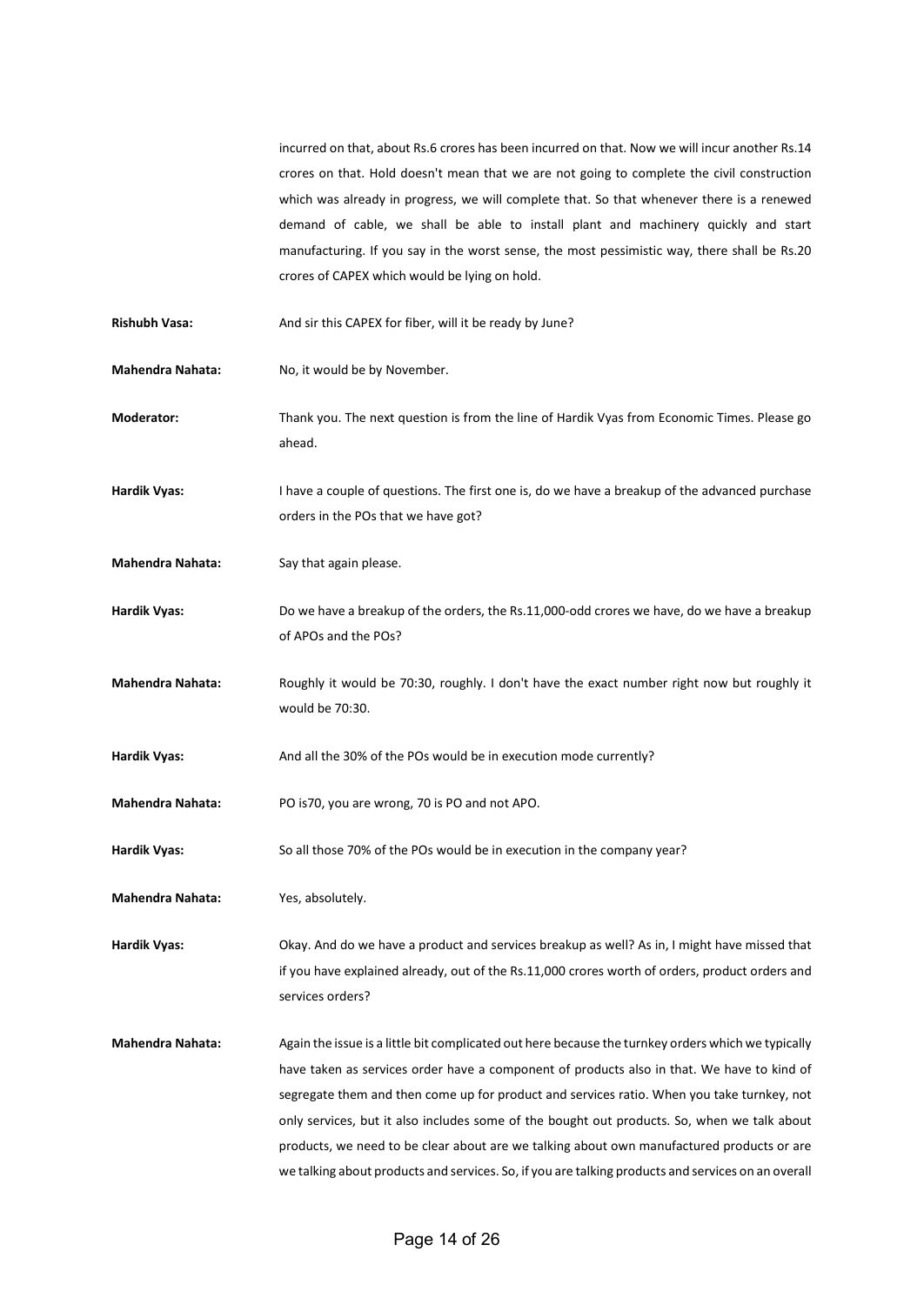incurred on that, about Rs.6 crores has been incurred on that. Now we will incur another Rs.14 crores on that. Hold doesn't mean that we are not going to complete the civil construction which was already in progress, we will complete that. So that whenever there is a renewed demand of cable, we shall be able to install plant and machinery quickly and start manufacturing. If you say in the worst sense, the most pessimistic way, there shall be Rs.20 crores of CAPEX which would be lying on hold.

**Rishubh Vasa:** And sir this CAPEX for fiber, will it be ready by June?

**Mahendra Nahata:** No, it would be by November.

**Moderator:** Thank you. The next question is from the line of Hardik Vyas from Economic Times. Please go ahead.

**Hardik Vyas:** I have a couple of questions. The first one is, do we have a breakup of the advanced purchase orders in the POs that we have got?

**Mahendra Nahata:** Say that again please.

**Hardik Vyas:** Do we have a breakup of the orders, the Rs.11,000-odd crores we have, do we have a breakup of APOs and the POs?

**Mahendra Nahata:** Roughly it would be 70:30, roughly. I don't have the exact number right now but roughly it would be 70:30.

**Hardik Vyas:** And all the 30% of the POs would be in execution mode currently?

**Mahendra Nahata:** PO is70, you are wrong, 70 is PO and not APO.

**Hardik Vyas:** So all those 70% of the POs would be in execution in the company year?

**Mahendra Nahata:** Yes, absolutely.

**Hardik Vyas:** Okay. And do we have a product and services breakup as well? As in, I might have missed that if you have explained already, out of the Rs.11,000 crores worth of orders, product orders and services orders?

**Mahendra Nahata:** Again the issue is a little bit complicated out here because the turnkey orders which we typically have taken as services order have a component of products also in that. We have to kind of segregate them and then come up for product and services ratio. When you take turnkey, not only services, but it also includes some of the bought out products. So, when we talk about products, we need to be clear about are we talking about own manufactured products or are we talking about products and services. So, if you are talking products and services on an overall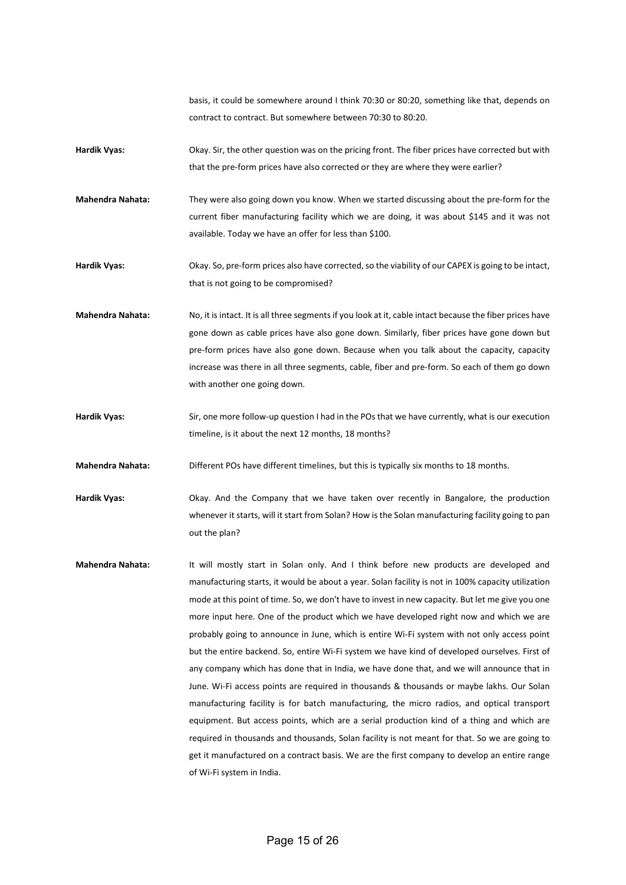basis, it could be somewhere around I think 70:30 or 80:20, something like that, depends on contract to contract. But somewhere between 70:30 to 80:20.

**Hardik Vyas:** Okay. Sir, the other question was on the pricing front. The fiber prices have corrected but with that the pre-form prices have also corrected or they are where they were earlier?

**Mahendra Nahata:** They were also going down you know. When we started discussing about the pre-form for the current fiber manufacturing facility which we are doing, it was about $145 and it was not available. Today we have an offer for less than $100.

**Hardik Vyas:** Okay. So, pre-form prices also have corrected, so the viability of our CAPEX is going to be intact, that is not going to be compromised?

**Mahendra Nahata:** No, it is intact. It is all three segments if you look at it, cable intact because the fiber prices have gone down as cable prices have also gone down. Similarly, fiber prices have gone down but pre-form prices have also gone down. Because when you talk about the capacity, capacity increase was there in all three segments, cable, fiber and pre-form. So each of them go down with another one going down.

**Hardik Vyas:** Sir, one more follow-up question I had in the POs that we have currently, what is our execution timeline, is it about the next 12 months, 18 months?

**Mahendra Nahata:** Different POs have different timelines, but this is typically six months to 18 months.

**Hardik Vyas:** Okay. And the Company that we have taken over recently in Bangalore, the production whenever it starts, will it start from Solan? How is the Solan manufacturing facility going to pan out the plan?

**Mahendra Nahata:** It will mostly start in Solan only. And I think before new products are developed and manufacturing starts, it would be about a year. Solan facility is not in 100% capacity utilization mode at this point of time. So, we don't have to invest in new capacity. But let me give you one more input here. One of the product which we have developed right now and which we are probably going to announce in June, which is entire Wi-Fi system with not only access point but the entire backend. So, entire Wi-Fi system we have kind of developed ourselves. First of any company which has done that in India, we have done that, and we will announce that in June. Wi-Fi access points are required in thousands & thousands or maybe lakhs. Our Solan manufacturing facility is for batch manufacturing, the micro radios, and optical transport equipment. But access points, which are a serial production kind of a thing and which are required in thousands and thousands, Solan facility is not meant for that. So we are going to get it manufactured on a contract basis. We are the first company to develop an entire range of Wi-Fi system in India.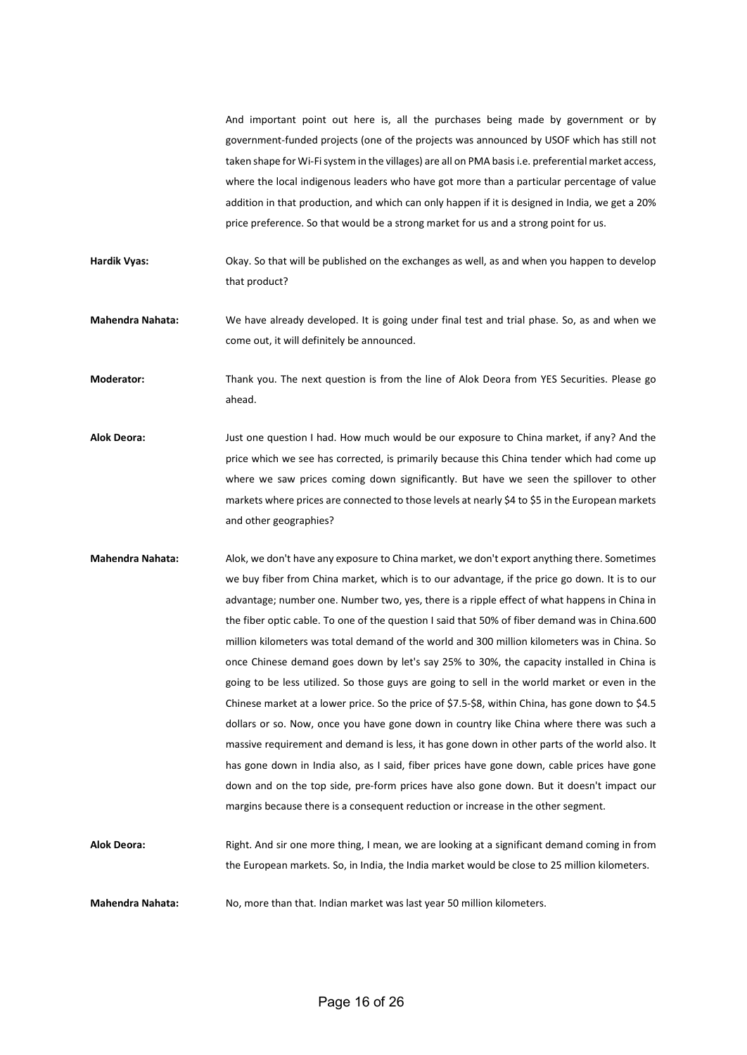And important point out here is, all the purchases being made by government or by government-funded projects (one of the projects was announced by USOF which has still not taken shape for Wi-Fi system in the villages) are all on PMA basis i.e. preferential market access, where the local indigenous leaders who have got more than a particular percentage of value addition in that production, and which can only happen if it is designed in India, we get a 20% price preference. So that would be a strong market for us and a strong point for us.

**Hardik Vyas:** Okay. So that will be published on the exchanges as well, as and when you happen to develop that product?

**Mahendra Nahata:** We have already developed. It is going under final test and trial phase. So, as and when we come out, it will definitely be announced.

**Moderator:** Thank you. The next question is from the line of Alok Deora from YES Securities. Please go ahead.

**Alok Deora:** Just one question I had. How much would be our exposure to China market, if any? And the price which we see has corrected, is primarily because this China tender which had come up where we saw prices coming down significantly. But have we seen the spillover to other markets where prices are connected to those levels at nearly $4 to $5 in the European markets and other geographies?

**Mahendra Nahata:** Alok, we don't have any exposure to China market, we don't export anything there. Sometimes we buy fiber from China market, which is to our advantage, if the price go down. It is to our advantage; number one. Number two, yes, there is a ripple effect of what happens in China in the fiber optic cable. To one of the question I said that 50% of fiber demand was in China.600 million kilometers was total demand of the world and 300 million kilometers was in China. So once Chinese demand goes down by let's say 25% to 30%, the capacity installed in China is going to be less utilized. So those guys are going to sell in the world market or even in the Chinese market at a lower price. So the price of $7.5-$8, within China, has gone down to $4.5 dollars or so. Now, once you have gone down in country like China where there was such a massive requirement and demand is less, it has gone down in other parts of the world also. It has gone down in India also, as I said, fiber prices have gone down, cable prices have gone down and on the top side, pre-form prices have also gone down. But it doesn't impact our margins because there is a consequent reduction or increase in the other segment.

**Alok Deora:** Right. And sir one more thing, I mean, we are looking at a significant demand coming in from the European markets. So, in India, the India market would be close to 25 million kilometers.

**Mahendra Nahata:** No, more than that. Indian market was last year 50 million kilometers.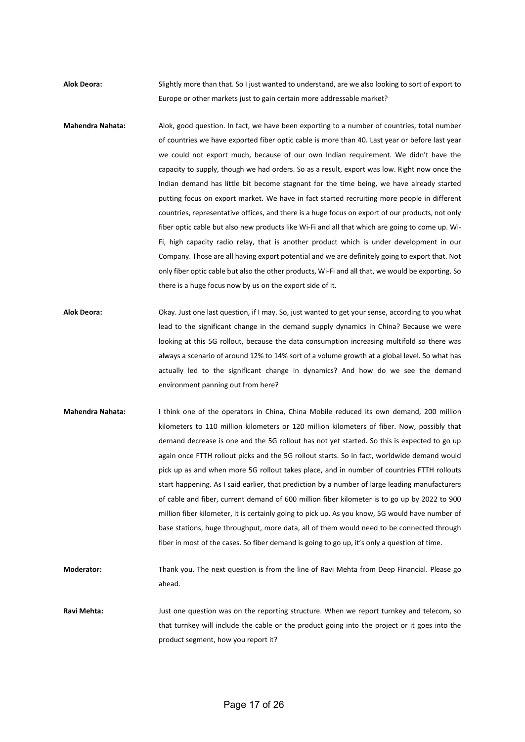**Alok Deora:** Slightly more than that. So I just wanted to understand, are we also looking to sort of export to Europe or other markets just to gain certain more addressable market?

**Mahendra Nahata:** Alok, good question. In fact, we have been exporting to a number of countries, total number of countries we have exported fiber optic cable is more than 40. Last year or before last year we could not export much, because of our own Indian requirement. We didn't have the capacity to supply, though we had orders. So as a result, export was low. Right now once the Indian demand has little bit become stagnant for the time being, we have already started putting focus on export market. We have in fact started recruiting more people in different countries, representative offices, and there is a huge focus on export of our products, not only fiber optic cable but also new products like Wi-Fi and all that which are going to come up. Wi-Fi, high capacity radio relay, that is another product which is under development in our Company. Those are all having export potential and we are definitely going to export that. Not only fiber optic cable but also the other products, Wi-Fi and all that, we would be exporting. So there is a huge focus now by us on the export side of it.

**Alok Deora:** Okay. Just one last question, if I may. So, just wanted to get your sense, according to you what lead to the significant change in the demand supply dynamics in China? Because we were looking at this 5G rollout, because the data consumption increasing multifold so there was always a scenario of around 12% to 14% sort of a volume growth at a global level. So what has actually led to the significant change in dynamics? And how do we see the demand environment panning out from here?

**Mahendra Nahata:** I think one of the operators in China, China Mobile reduced its own demand, 200 million kilometers to 110 million kilometers or 120 million kilometers of fiber. Now, possibly that demand decrease is one and the 5G rollout has not yet started. So this is expected to go up again once FTTH rollout picks and the 5G rollout starts. So in fact, worldwide demand would pick up as and when more 5G rollout takes place, and in number of countries FTTH rollouts start happening. As I said earlier, that prediction by a number of large leading manufacturers of cable and fiber, current demand of 600 million fiber kilometer is to go up by 2022 to 900 million fiber kilometer, it is certainly going to pick up. As you know, 5G would have number of base stations, huge throughput, more data, all of them would need to be connected through fiber in most of the cases. So fiber demand is going to go up, it's only a question of time.

**Moderator:** Thank you. The next question is from the line of Ravi Mehta from Deep Financial. Please go ahead.

**Ravi Mehta:** Just one question was on the reporting structure. When we report turnkey and telecom, so that turnkey will include the cable or the product going into the project or it goes into the product segment, how you report it?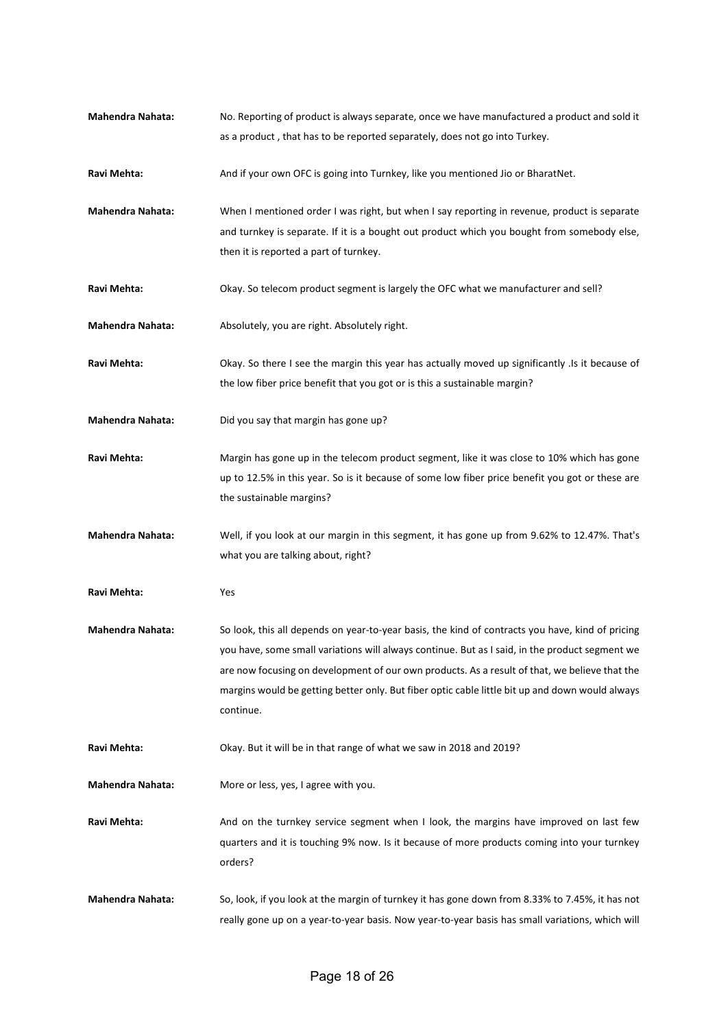**Mahendra Nahata:** No. Reporting of product is always separate, once we have manufactured a product and sold it as a product , that has to be reported separately, does not go into Turkey.

**Ravi Mehta:** And if your own OFC is going into Turnkey, like you mentioned Jio or BharatNet.

**Mahendra Nahata:** When I mentioned order I was right, but when I say reporting in revenue, product is separate and turnkey is separate. If it is a bought out product which you bought from somebody else, then it is reported a part of turnkey.

**Ravi Mehta:** Okay. So telecom product segment is largely the OFC what we manufacturer and sell?

**Mahendra Nahata:** Absolutely, you are right. Absolutely right.

**Ravi Mehta:** Okay. So there I see the margin this year has actually moved up significantly .Is it because of the low fiber price benefit that you got or is this a sustainable margin?

**Mahendra Nahata:** Did you say that margin has gone up?

**Ravi Mehta:** Margin has gone up in the telecom product segment, like it was close to 10% which has gone up to 12.5% in this year. So is it because of some low fiber price benefit you got or these are the sustainable margins?

**Mahendra Nahata:** Well, if you look at our margin in this segment, it has gone up from 9.62% to 12.47%. That's what you are talking about, right?

**Ravi Mehta:** Yes

**Mahendra Nahata:** So look, this all depends on year-to-year basis, the kind of contracts you have, kind of pricing you have, some small variations will always continue. But as I said, in the product segment we are now focusing on development of our own products. As a result of that, we believe that the margins would be getting better only. But fiber optic cable little bit up and down would always continue.

**Ravi Mehta:** Okay. But it will be in that range of what we saw in 2018 and 2019?

**Mahendra Nahata:** More or less, yes, I agree with you.

**Ravi Mehta:** And on the turnkey service segment when I look, the margins have improved on last few quarters and it is touching 9% now. Is it because of more products coming into your turnkey orders?

**Mahendra Nahata:** So, look, if you look at the margin of turnkey it has gone down from 8.33% to 7.45%, it has not really gone up on a year-to-year basis. Now year-to-year basis has small variations, which will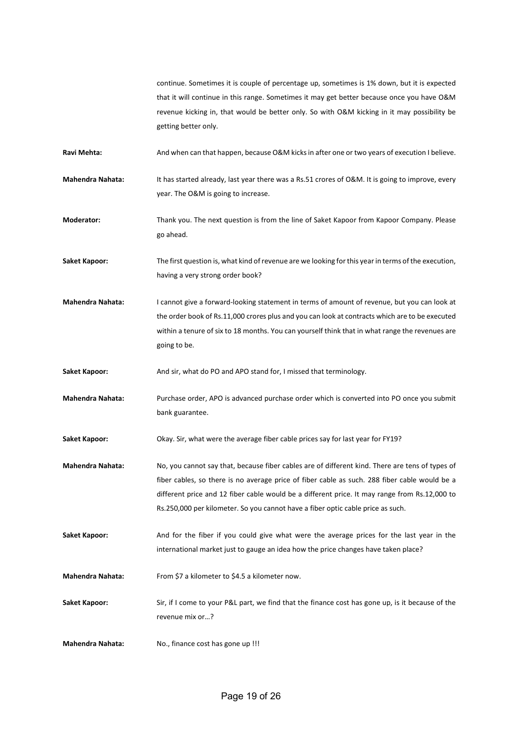continue. Sometimes it is couple of percentage up, sometimes is 1% down, but it is expected that it will continue in this range. Sometimes it may get better because once you have O&M revenue kicking in, that would be better only. So with O&M kicking in it may possibility be getting better only.

**Ravi Mehta:** And when can that happen, because O&M kicks in after one or two years of execution I believe.

**Mahendra Nahata:** It has started already, last year there was a Rs.51 crores of O&M. It is going to improve, every year. The O&M is going to increase.

**Moderator:** Thank you. The next question is from the line of Saket Kapoor from Kapoor Company. Please go ahead.

**Saket Kapoor:** The first question is, what kind of revenue are we looking for this year in terms of the execution, having a very strong order book?

**Mahendra Nahata:** I cannot give a forward-looking statement in terms of amount of revenue, but you can look at the order book of Rs.11,000 crores plus and you can look at contracts which are to be executed within a tenure of six to 18 months. You can yourself think that in what range the revenues are going to be.

**Saket Kapoor:** And sir, what do PO and APO stand for, I missed that terminology.

**Mahendra Nahata:** Purchase order, APO is advanced purchase order which is converted into PO once you submit bank guarantee.

**Saket Kapoor:** Okay. Sir, what were the average fiber cable prices say for last year for FY19?

**Mahendra Nahata:** No, you cannot say that, because fiber cables are of different kind. There are tens of types of fiber cables, so there is no average price of fiber cable as such. 288 fiber cable would be a different price and 12 fiber cable would be a different price. It may range from Rs.12,000 to Rs.250,000 per kilometer. So you cannot have a fiber optic cable price as such.

**Saket Kapoor:** And for the fiber if you could give what were the average prices for the last year in the international market just to gauge an idea how the price changes have taken place?

**Mahendra Nahata:** From $7 a kilometer to $4.5 a kilometer now.

**Saket Kapoor:** Sir, if I come to your P&L part, we find that the finance cost has gone up, is it because of the revenue mix or…?

**Mahendra Nahata:** No., finance cost has gone up !!!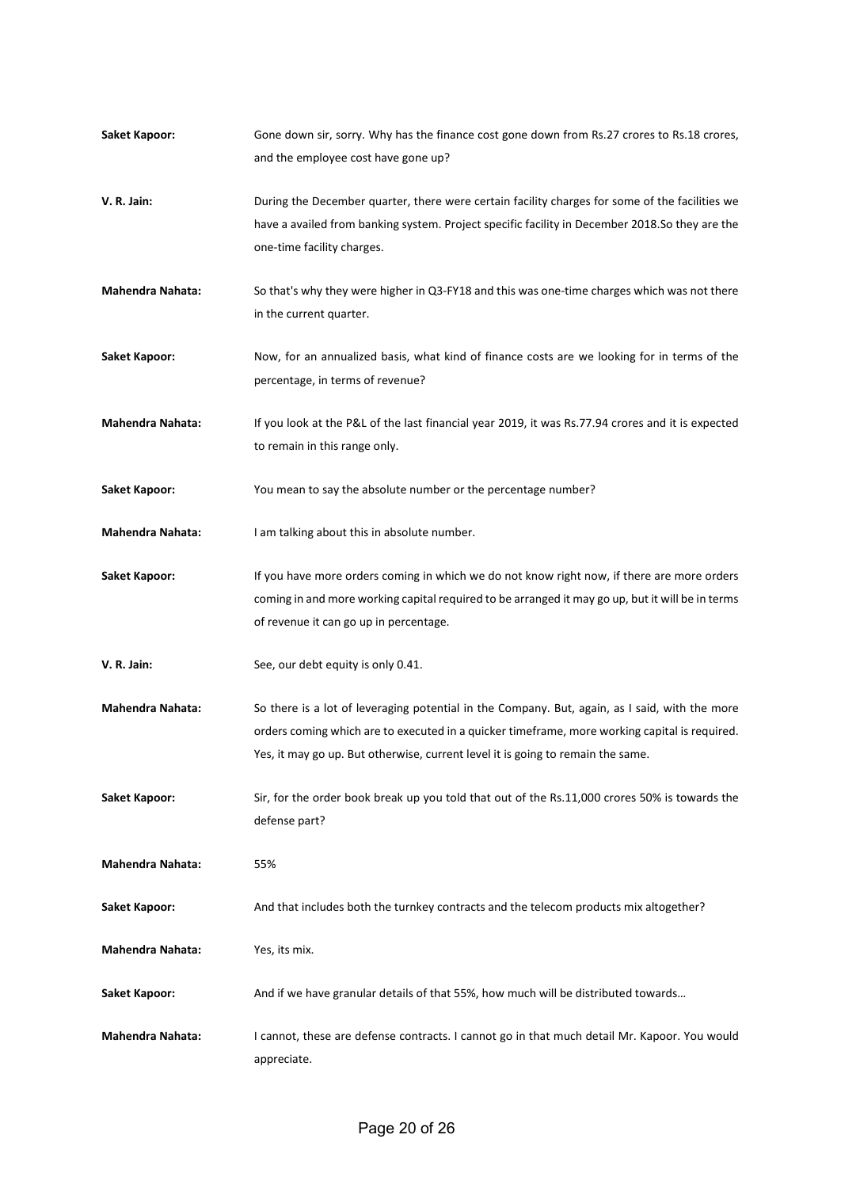**Saket Kapoor:** Gone down sir, sorry. Why has the finance cost gone down from Rs.27 crores to Rs.18 crores, and the employee cost have gone up?

**V. R. Jain:** During the December quarter, there were certain facility charges for some of the facilities we have a availed from banking system. Project specific facility in December 2018.So they are the one-time facility charges.

**Mahendra Nahata:** So that's why they were higher in Q3-FY18 and this was one-time charges which was not there in the current quarter.

**Saket Kapoor:** Now, for an annualized basis, what kind of finance costs are we looking for in terms of the percentage, in terms of revenue?

**Mahendra Nahata:** If you look at the P&L of the last financial year 2019, it was Rs.77.94 crores and it is expected to remain in this range only.

**Saket Kapoor:** You mean to say the absolute number or the percentage number?

**Mahendra Nahata:** I am talking about this in absolute number.

**Saket Kapoor:** If you have more orders coming in which we do not know right now, if there are more orders coming in and more working capital required to be arranged it may go up, but it will be in terms of revenue it can go up in percentage.

**V. R. Jain:** See, our debt equity is only 0.41.

**Mahendra Nahata:** So there is a lot of leveraging potential in the Company. But, again, as I said, with the more orders coming which are to executed in a quicker timeframe, more working capital is required. Yes, it may go up. But otherwise, current level it is going to remain the same.

**Saket Kapoor:** Sir, for the order book break up you told that out of the Rs.11,000 crores 50% is towards the defense part?

**Mahendra Nahata:** 55%

**Saket Kapoor:** And that includes both the turnkey contracts and the telecom products mix altogether?

**Mahendra Nahata:** Yes, its mix.

**Saket Kapoor:** And if we have granular details of that 55%, how much will be distributed towards…

**Mahendra Nahata:** I cannot, these are defense contracts. I cannot go in that much detail Mr. Kapoor. You would appreciate.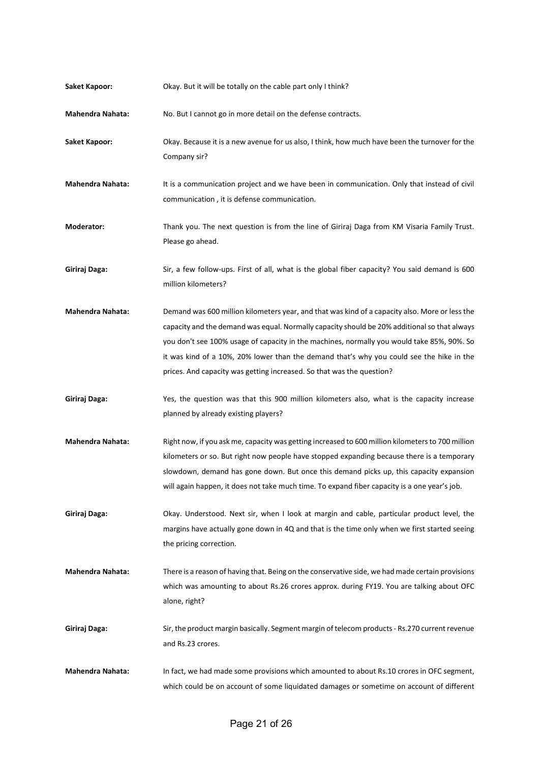**Saket Kapoor:** Okay. But it will be totally on the cable part only I think?

**Mahendra Nahata:** No. But I cannot go in more detail on the defense contracts.

**Saket Kapoor:** Okay. Because it is a new avenue for us also, I think, how much have been the turnover for the Company sir?

**Mahendra Nahata:** It is a communication project and we have been in communication. Only that instead of civil communication , it is defense communication.

**Moderator:** Thank you. The next question is from the line of Giriraj Daga from KM Visaria Family Trust. Please go ahead.

**Giriraj Daga:** Sir, a few follow-ups. First of all, what is the global fiber capacity? You said demand is 600 million kilometers?

**Mahendra Nahata:** Demand was 600 million kilometers year, and that was kind of a capacity also. More or less the capacity and the demand was equal. Normally capacity should be 20% additional so that always you don't see 100% usage of capacity in the machines, normally you would take 85%, 90%. So it was kind of a 10%, 20% lower than the demand that's why you could see the hike in the prices. And capacity was getting increased. So that was the question?

**Giriraj Daga:** Yes, the question was that this 900 million kilometers also, what is the capacity increase planned by already existing players?

**Mahendra Nahata:** Right now, if you ask me, capacity was getting increased to 600 million kilometers to 700 million kilometers or so. But right now people have stopped expanding because there is a temporary slowdown, demand has gone down. But once this demand picks up, this capacity expansion will again happen, it does not take much time. To expand fiber capacity is a one year's job.

**Giriraj Daga:** Okay. Understood. Next sir, when I look at margin and cable, particular product level, the margins have actually gone down in 4Q and that is the time only when we first started seeing the pricing correction.

**Mahendra Nahata:** There is a reason of having that. Being on the conservative side, we had made certain provisions which was amounting to about Rs.26 crores approx. during FY19. You are talking about OFC alone, right?

**Giriraj Daga:** Sir, the product margin basically. Segment margin of telecom products - Rs.270 current revenue and Rs.23 crores.

**Mahendra Nahata:** In fact, we had made some provisions which amounted to about Rs.10 crores in OFC segment, which could be on account of some liquidated damages or sometime on account of different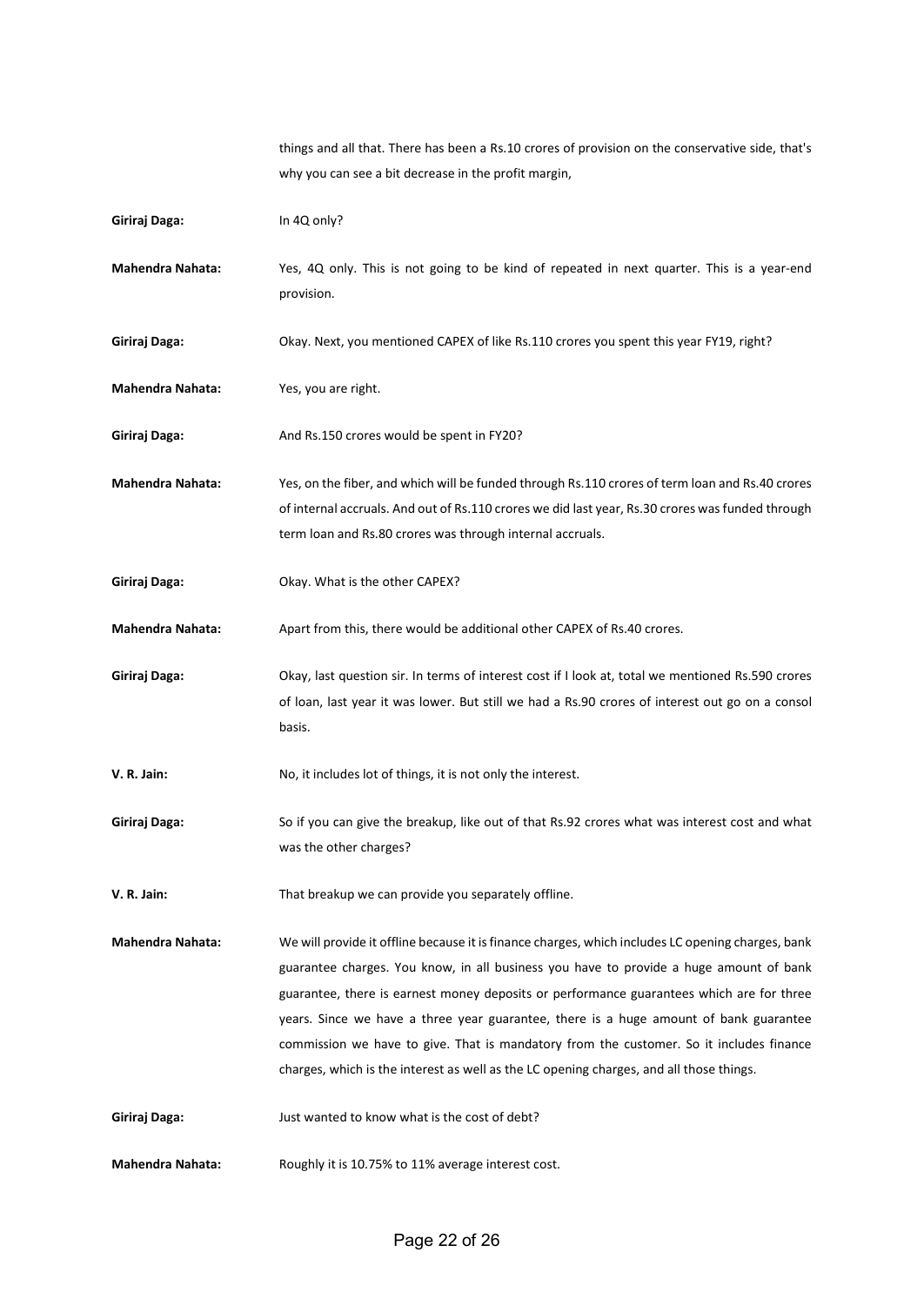things and all that. There has been a Rs.10 crores of provision on the conservative side, that's why you can see a bit decrease in the profit margin,

**Giriraj Daga:** In 4Q only?

**Mahendra Nahata:** Yes, 4Q only. This is not going to be kind of repeated in next quarter. This is a year-end provision.

**Giriraj Daga:** Okay. Next, you mentioned CAPEX of like Rs.110 crores you spent this year FY19, right?

**Mahendra Nahata:** Yes, you are right.

**Giriraj Daga:** And Rs.150 crores would be spent in FY20?

**Mahendra Nahata:** Yes, on the fiber, and which will be funded through Rs.110 crores of term loan and Rs.40 crores of internal accruals. And out of Rs.110 crores we did last year, Rs.30 crores was funded through term loan and Rs.80 crores was through internal accruals.

**Giriraj Daga:** Okay. What is the other CAPEX?

**Mahendra Nahata:** Apart from this, there would be additional other CAPEX of Rs.40 crores.

**Giriraj Daga:** Okay, last question sir. In terms of interest cost if I look at, total we mentioned Rs.590 crores of loan, last year it was lower. But still we had a Rs.90 crores of interest out go on a consol basis.

**V. R. Jain:** No, it includes lot of things, it is not only the interest.

**Giriraj Daga:** So if you can give the breakup, like out of that Rs.92 crores what was interest cost and what was the other charges?

**V. R. Jain:** That breakup we can provide you separately offline.

**Mahendra Nahata:** We will provide it offline because it is finance charges, which includes LC opening charges, bank guarantee charges. You know, in all business you have to provide a huge amount of bank guarantee, there is earnest money deposits or performance guarantees which are for three years. Since we have a three year guarantee, there is a huge amount of bank guarantee commission we have to give. That is mandatory from the customer. So it includes finance charges, which is the interest as well as the LC opening charges, and all those things.

**Giriraj Daga:** Just wanted to know what is the cost of debt?

**Mahendra Nahata:** Roughly it is 10.75% to 11% average interest cost.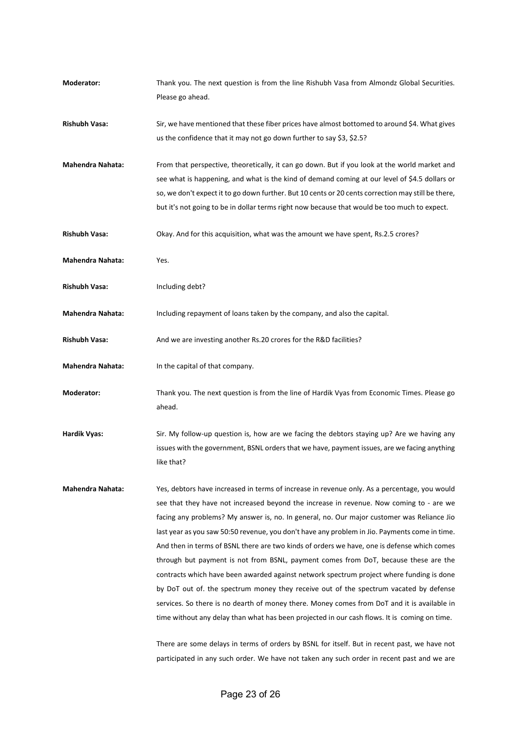**Moderator:** Thank you. The next question is from the line Rishubh Vasa from Almondz Global Securities. Please go ahead.

**Rishubh Vasa:** Sir, we have mentioned that these fiber prices have almost bottomed to around $4. What gives us the confidence that it may not go down further to say $3, $2.5?

**Mahendra Nahata:** From that perspective, theoretically, it can go down. But if you look at the world market and see what is happening, and what is the kind of demand coming at our level of $4.5 dollars or so, we don't expect it to go down further. But 10 cents or 20 cents correction may still be there, but it's not going to be in dollar terms right now because that would be too much to expect.

**Rishubh Vasa:** Okay. And for this acquisition, what was the amount we have spent, Rs.2.5 crores?

**Mahendra Nahata:** Yes.

**Rishubh Vasa:** Including debt?

**Mahendra Nahata:** Including repayment of loans taken by the company, and also the capital.

**Rishubh Vasa:** And we are investing another Rs.20 crores for the R&D facilities?

**Mahendra Nahata:** In the capital of that company.

**Moderator:** Thank you. The next question is from the line of Hardik Vyas from Economic Times. Please go ahead.

**Hardik Vyas:** Sir. My follow-up question is, how are we facing the debtors staying up? Are we having any issues with the government, BSNL orders that we have, payment issues, are we facing anything like that?

**Mahendra Nahata:** Yes, debtors have increased in terms of increase in revenue only. As a percentage, you would see that they have not increased beyond the increase in revenue. Now coming to - are we facing any problems? My answer is, no. In general, no. Our major customer was Reliance Jio last year as you saw 50:50 revenue, you don't have any problem in Jio. Payments come in time. And then in terms of BSNL there are two kinds of orders we have, one is defense which comes through but payment is not from BSNL, payment comes from DoT, because these are the contracts which have been awarded against network spectrum project where funding is done by DoT out of. the spectrum money they receive out of the spectrum vacated by defense services. So there is no dearth of money there. Money comes from DoT and it is available in time without any delay than what has been projected in our cash flows. It is coming on time.

There are some delays in terms of orders by BSNL for itself. But in recent past, we have not participated in any such order. We have not taken any such order in recent past and we are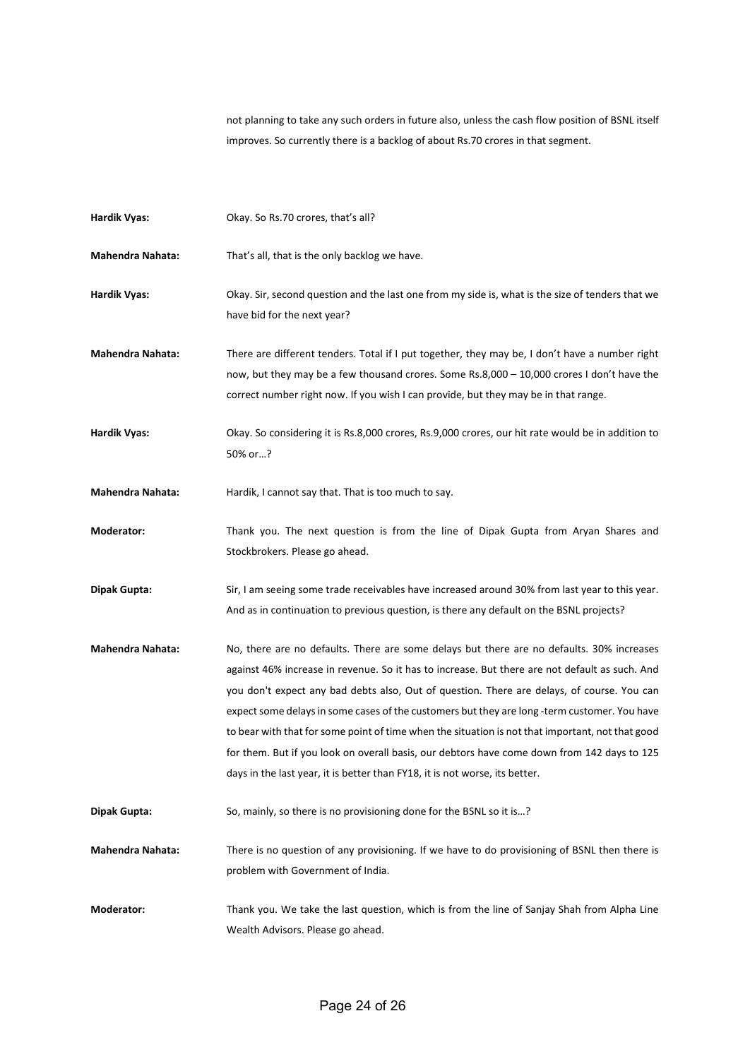not planning to take any such orders in future also, unless the cash flow position of BSNL itself improves. So currently there is a backlog of about Rs.70 crores in that segment.

**Hardik Vyas:** Okay. So Rs.70 crores, that's all?

**Mahendra Nahata:** That's all, that is the only backlog we have.

**Hardik Vyas:** Okay. Sir, second question and the last one from my side is, what is the size of tenders that we have bid for the next year?

**Mahendra Nahata:** There are different tenders. Total if I put together, they may be, I don't have a number right now, but they may be a few thousand crores. Some Rs.8,000 – 10,000 crores I don't have the correct number right now. If you wish I can provide, but they may be in that range.

**Hardik Vyas:** Okay. So considering it is Rs.8,000 crores, Rs.9,000 crores, our hit rate would be in addition to 50% or…?

**Mahendra Nahata:** Hardik, I cannot say that. That is too much to say.

**Moderator:** Thank you. The next question is from the line of Dipak Gupta from Aryan Shares and Stockbrokers. Please go ahead.

**Dipak Gupta:** Sir, I am seeing some trade receivables have increased around 30% from last year to this year. And as in continuation to previous question, is there any default on the BSNL projects?

**Mahendra Nahata:** No, there are no defaults. There are some delays but there are no defaults. 30% increases against 46% increase in revenue. So it has to increase. But there are not default as such. And you don't expect any bad debts also, Out of question. There are delays, of course. You can expect some delays in some cases of the customers but they are long -term customer. You have to bear with that for some point of time when the situation is not that important, not that good for them. But if you look on overall basis, our debtors have come down from 142 days to 125 days in the last year, it is better than FY18, it is not worse, its better.

**Dipak Gupta:** So, mainly, so there is no provisioning done for the BSNL so it is…?

**Mahendra Nahata:** There is no question of any provisioning. If we have to do provisioning of BSNL then there is problem with Government of India.

**Moderator:** Thank you. We take the last question, which is from the line of Sanjay Shah from Alpha Line Wealth Advisors. Please go ahead.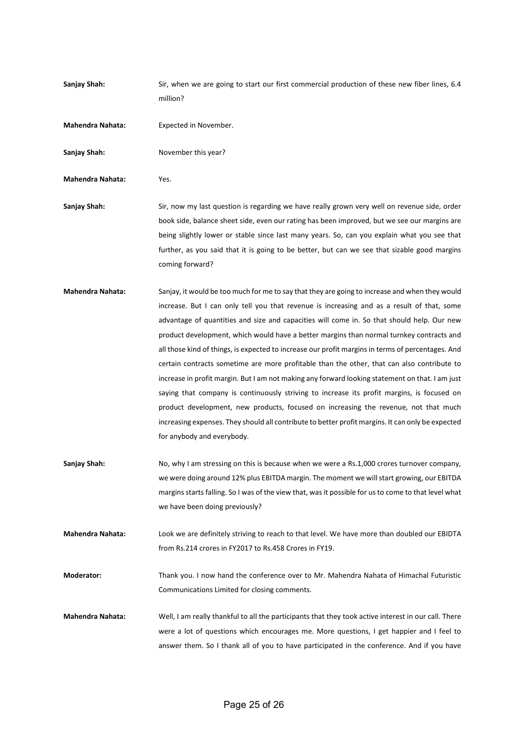**Sanjay Shah:** Sir, when we are going to start our first commercial production of these new fiber lines, 6.4 million?

**Mahendra Nahata:** Expected in November.

**Sanjay Shah:** November this year?

**Mahendra Nahata:** Yes.

**Sanjay Shah:** Sir, now my last question is regarding we have really grown very well on revenue side, order book side, balance sheet side, even our rating has been improved, but we see our margins are being slightly lower or stable since last many years. So, can you explain what you see that further, as you said that it is going to be better, but can we see that sizable good margins coming forward?

**Mahendra Nahata:** Sanjay, it would be too much for me to say that they are going to increase and when they would increase. But I can only tell you that revenue is increasing and as a result of that, some advantage of quantities and size and capacities will come in. So that should help. Our new product development, which would have a better margins than normal turnkey contracts and all those kind of things, is expected to increase our profit margins in terms of percentages. And certain contracts sometime are more profitable than the other, that can also contribute to increase in profit margin. But I am not making any forward looking statement on that. I am just saying that company is continuously striving to increase its profit margins, is focused on product development, new products, focused on increasing the revenue, not that much increasing expenses. They should all contribute to better profit margins. It can only be expected for anybody and everybody.

**Sanjay Shah:** No, why I am stressing on this is because when we were a Rs.1,000 crores turnover company, we were doing around 12% plus EBITDA margin. The moment we will start growing, our EBITDA margins starts falling. So I was of the view that, was it possible for us to come to that level what we have been doing previously?

**Mahendra Nahata:** Look we are definitely striving to reach to that level. We have more than doubled our EBIDTA from Rs.214 crores in FY2017 to Rs.458 Crores in FY19.

**Moderator:** Thank you. I now hand the conference over to Mr. Mahendra Nahata of Himachal Futuristic Communications Limited for closing comments.

**Mahendra Nahata:** Well, I am really thankful to all the participants that they took active interest in our call. There were a lot of questions which encourages me. More questions, I get happier and I feel to answer them. So I thank all of you to have participated in the conference. And if you have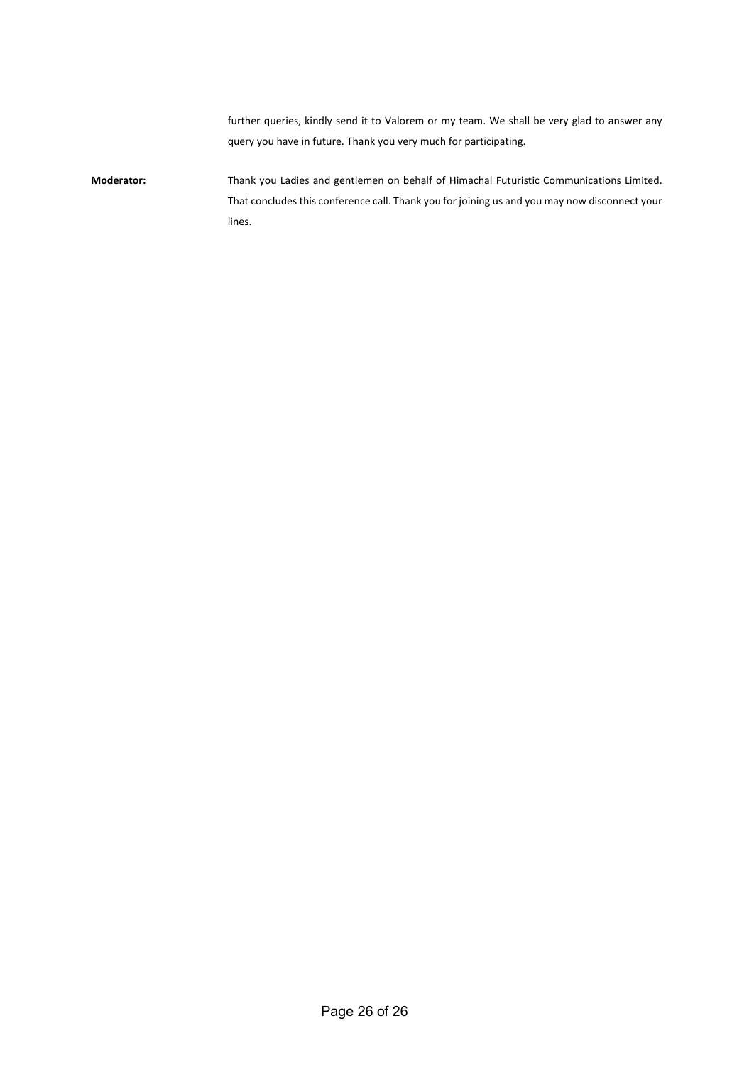further queries, kindly send it to Valorem or my team. We shall be very glad to answer any query you have in future. Thank you very much for participating.

**Moderator:** Thank you Ladies and gentlemen on behalf of Himachal Futuristic Communications Limited. That concludes this conference call. Thank you for joining us and you may now disconnect your lines.